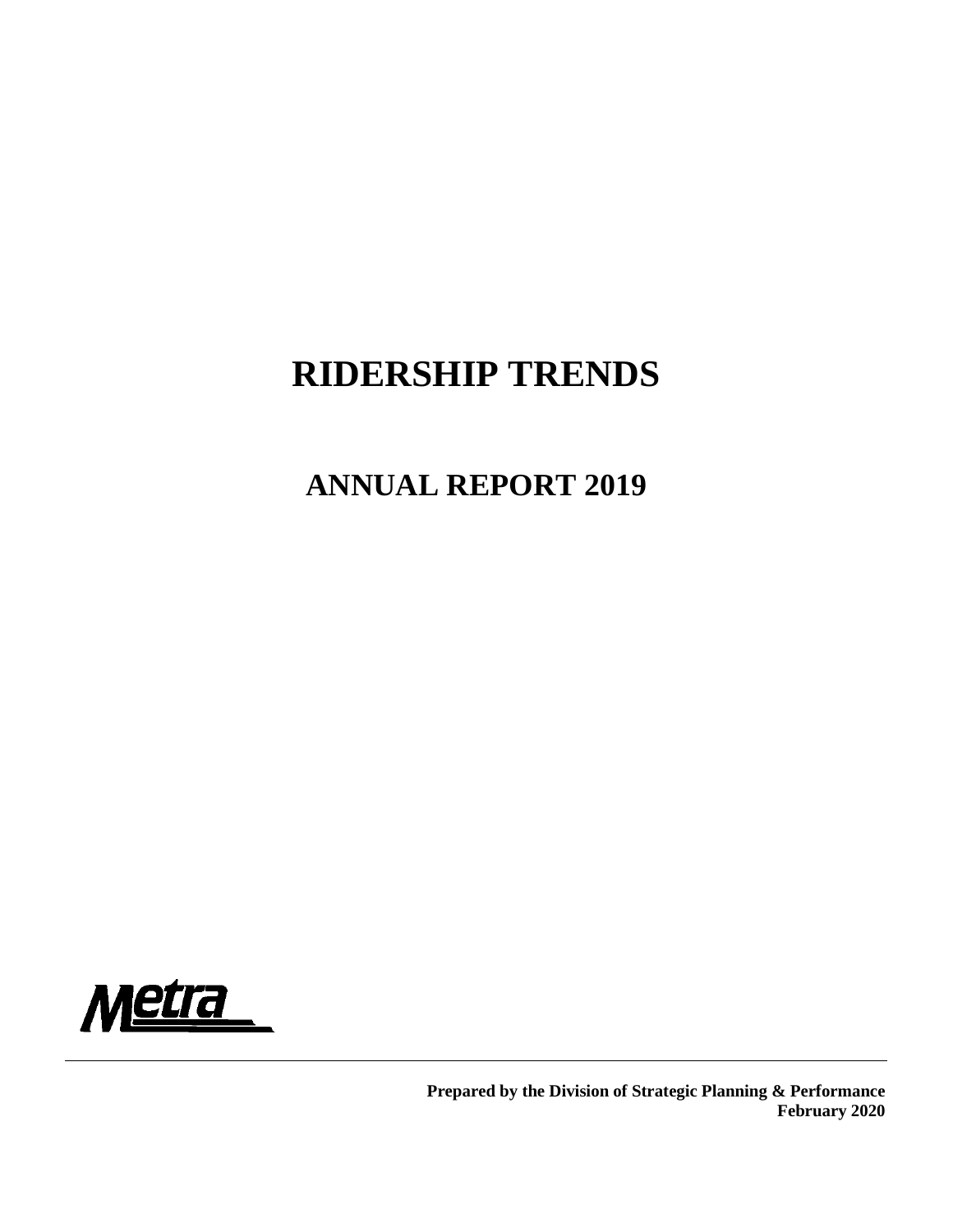# RIDERSHIP TRENDS

## ANNUAL REPORT 2019

Metra

**Prepared by the Division of Strategic Planning & Performance**
**February 2020**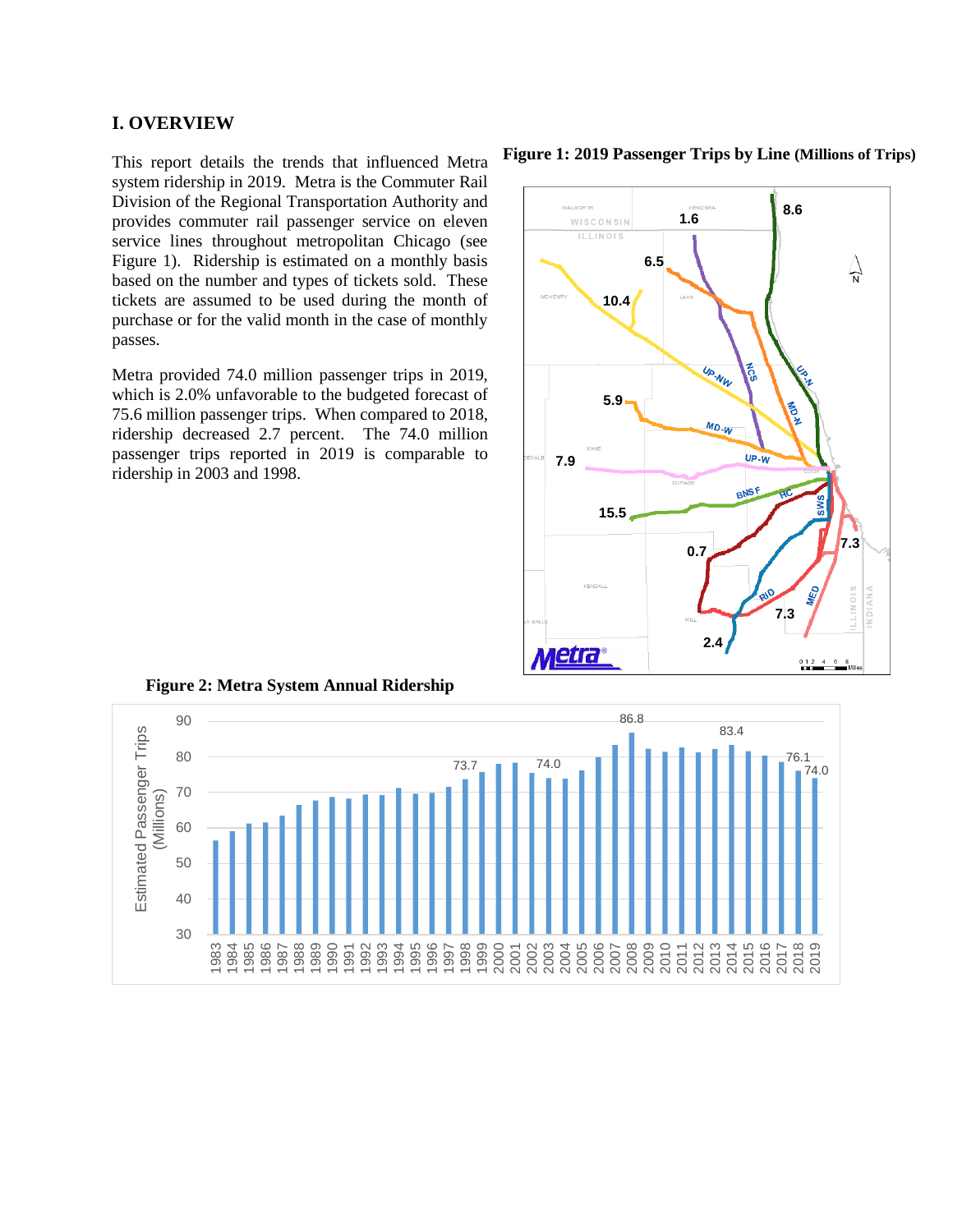## I. OVERVIEW

This report details the trends that influenced Metra system ridership in 2019. Metra is the Commuter Rail Division of the Regional Transportation Authority and provides commuter rail passenger service on eleven service lines throughout metropolitan Chicago (see Figure 1). Ridership is estimated on a monthly basis based on the number and types of tickets sold. These tickets are assumed to be used during the month of purchase or for the valid month in the case of monthly passes.

Metra provided 74.0 million passenger trips in 2019, which is 2.0% unfavorable to the budgeted forecast of 75.6 million passenger trips. When compared to 2018, ridership decreased 2.7 percent. The 74.0 million passenger trips reported in 2019 is comparable to ridership in 2003 and 1998.

**Figure 1: 2019 Passenger Trips by Line (Millions of Trips)**

**Figure 2: Metra System Annual Ridership**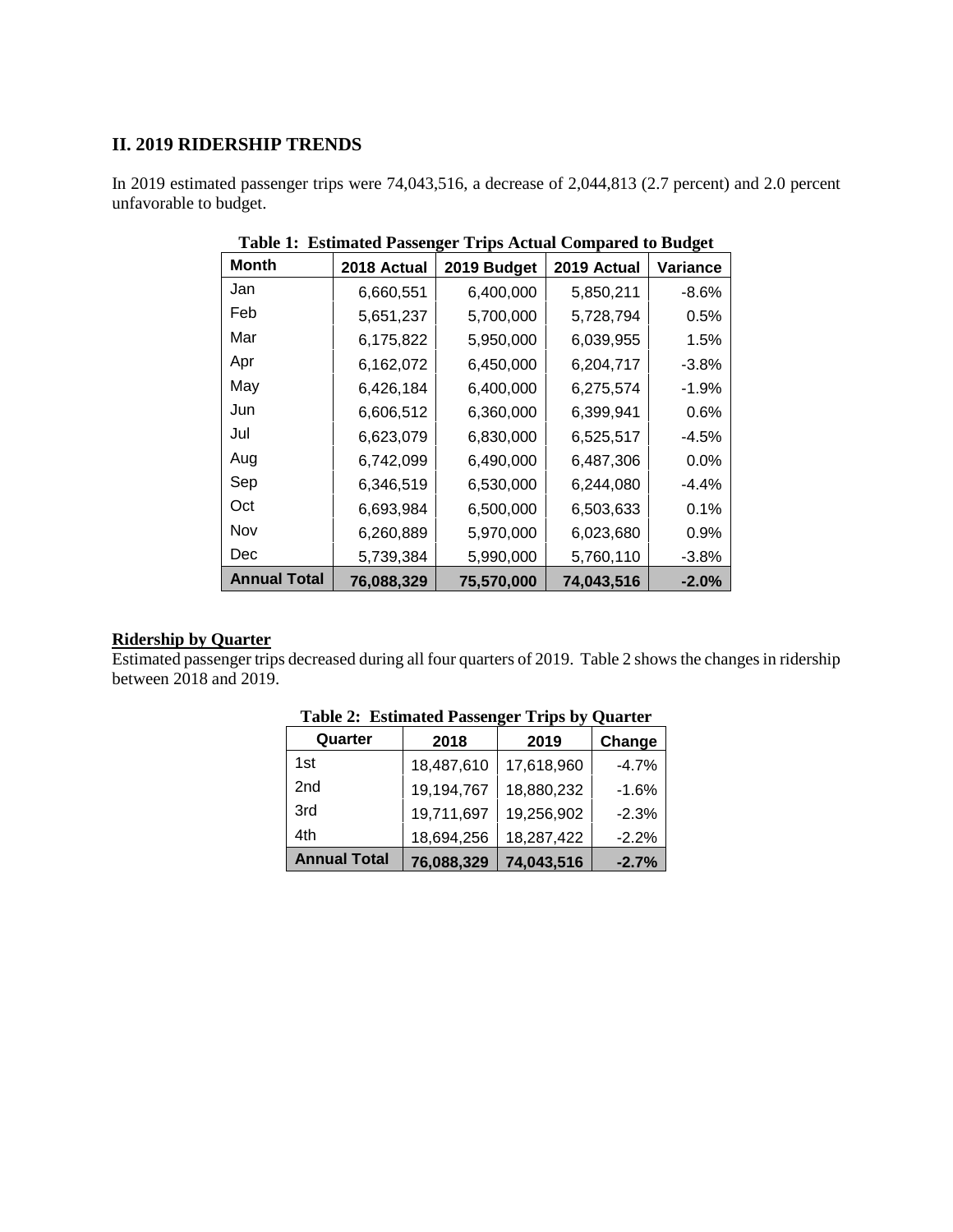## II. 2019 RIDERSHIP TRENDS

In 2019 estimated passenger trips were 74,043,516, a decrease of 2,044,813 (2.7 percent) and 2.0 percent unfavorable to budget.

**Table 1: Estimated Passenger Trips Actual Compared to Budget**

| Month | 2018 Actual | 2019 Budget | 2019 Actual | Variance |
|---|---|---|---|---|
| Jan | 6,660,551 | 6,400,000 | 5,850,211 | -8.6% |
| Feb | 5,651,237 | 5,700,000 | 5,728,794 | 0.5% |
| Mar | 6,175,822 | 5,950,000 | 6,039,955 | 1.5% |
| Apr | 6,162,072 | 6,450,000 | 6,204,717 | -3.8% |
| May | 6,426,184 | 6,400,000 | 6,275,574 | -1.9% |
| Jun | 6,606,512 | 6,360,000 | 6,399,941 | 0.6% |
| Jul | 6,623,079 | 6,830,000 | 6,525,517 | -4.5% |
| Aug | 6,742,099 | 6,490,000 | 6,487,306 | 0.0% |
| Sep | 6,346,519 | 6,530,000 | 6,244,080 | -4.4% |
| Oct | 6,693,984 | 6,500,000 | 6,503,633 | 0.1% |
| Nov | 6,260,889 | 5,970,000 | 6,023,680 | 0.9% |
| Dec | 5,739,384 | 5,990,000 | 5,760,110 | -3.8% |
| **Annual Total** | **76,088,329** | **75,570,000** | **74,043,516** | **-2.0%** |

**Ridership by Quarter**

Estimated passenger trips decreased during all four quarters of 2019. Table 2 shows the changes in ridership between 2018 and 2019.

**Table 2: Estimated Passenger Trips by Quarter**

| Quarter | 2018 | 2019 | Change |
|---|---|---|---|
| 1st | 18,487,610 | 17,618,960 | -4.7% |
| 2nd | 19,194,767 | 18,880,232 | -1.6% |
| 3rd | 19,711,697 | 19,256,902 | -2.3% |
| 4th | 18,694,256 | 18,287,422 | -2.2% |
| **Annual Total** | **76,088,329** | **74,043,516** | **-2.7%** |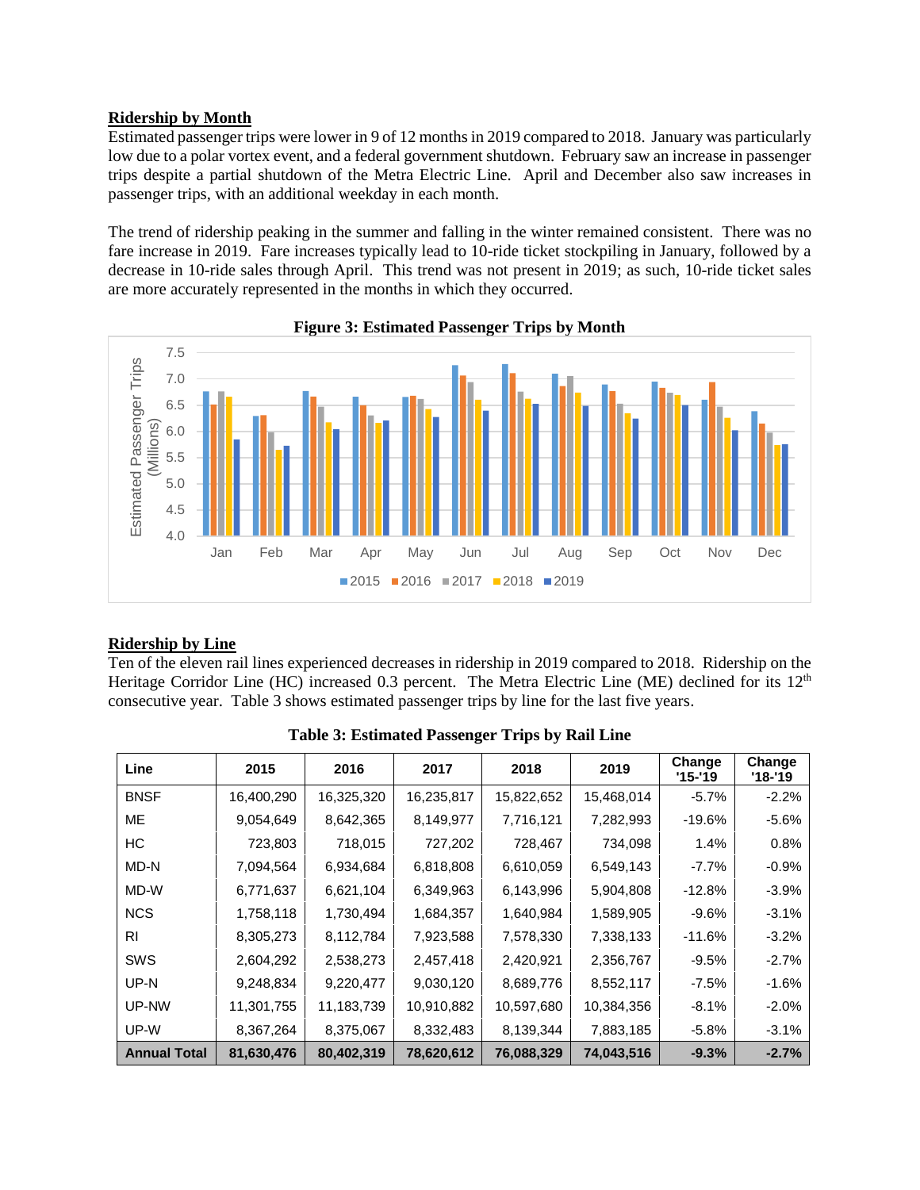## Ridership by Month

Estimated passenger trips were lower in 9 of 12 months in 2019 compared to 2018. January was particularly low due to a polar vortex event, and a federal government shutdown. February saw an increase in passenger trips despite a partial shutdown of the Metra Electric Line. April and December also saw increases in passenger trips, with an additional weekday in each month.

The trend of ridership peaking in the summer and falling in the winter remained consistent. There was no fare increase in 2019. Fare increases typically lead to 10-ride ticket stockpiling in January, followed by a decrease in 10-ride sales through April. This trend was not present in 2019; as such, 10-ride ticket sales are more accurately represented in the months in which they occurred.

**Figure 3: Estimated Passenger Trips by Month**

## Ridership by Line

Ten of the eleven rail lines experienced decreases in ridership in 2019 compared to 2018. Ridership on the Heritage Corridor Line (HC) increased 0.3 percent. The Metra Electric Line (ME) declined for its 12th consecutive year. Table 3 shows estimated passenger trips by line for the last five years.

**Table 3: Estimated Passenger Trips by Rail Line**

| Line | 2015 | 2016 | 2017 | 2018 | 2019 | Change '15-'19 | Change '18-'19 |
|---|---|---|---|---|---|---|---|
| BNSF | 16,400,290 | 16,325,320 | 16,235,817 | 15,822,652 | 15,468,014 | -5.7% | -2.2% |
| ME | 9,054,649 | 8,642,365 | 8,149,977 | 7,716,121 | 7,282,993 | -19.6% | -5.6% |
| HC | 723,803 | 718,015 | 727,202 | 728,467 | 734,098 | 1.4% | 0.8% |
| MD-N | 7,094,564 | 6,934,684 | 6,818,808 | 6,610,059 | 6,549,143 | -7.7% | -0.9% |
| MD-W | 6,771,637 | 6,621,104 | 6,349,963 | 6,143,996 | 5,904,808 | -12.8% | -3.9% |
| NCS | 1,758,118 | 1,730,494 | 1,684,357 | 1,640,984 | 1,589,905 | -9.6% | -3.1% |
| RI | 8,305,273 | 8,112,784 | 7,923,588 | 7,578,330 | 7,338,133 | -11.6% | -3.2% |
| SWS | 2,604,292 | 2,538,273 | 2,457,418 | 2,420,921 | 2,356,767 | -9.5% | -2.7% |
| UP-N | 9,248,834 | 9,220,477 | 9,030,120 | 8,689,776 | 8,552,117 | -7.5% | -1.6% |
| UP-NW | 11,301,755 | 11,183,739 | 10,910,882 | 10,597,680 | 10,384,356 | -8.1% | -2.0% |
| UP-W | 8,367,264 | 8,375,067 | 8,332,483 | 8,139,344 | 7,883,185 | -5.8% | -3.1% |
| **Annual Total** | **81,630,476** | **80,402,319** | **78,620,612** | **76,088,329** | **74,043,516** | **-9.3%** | **-2.7%** |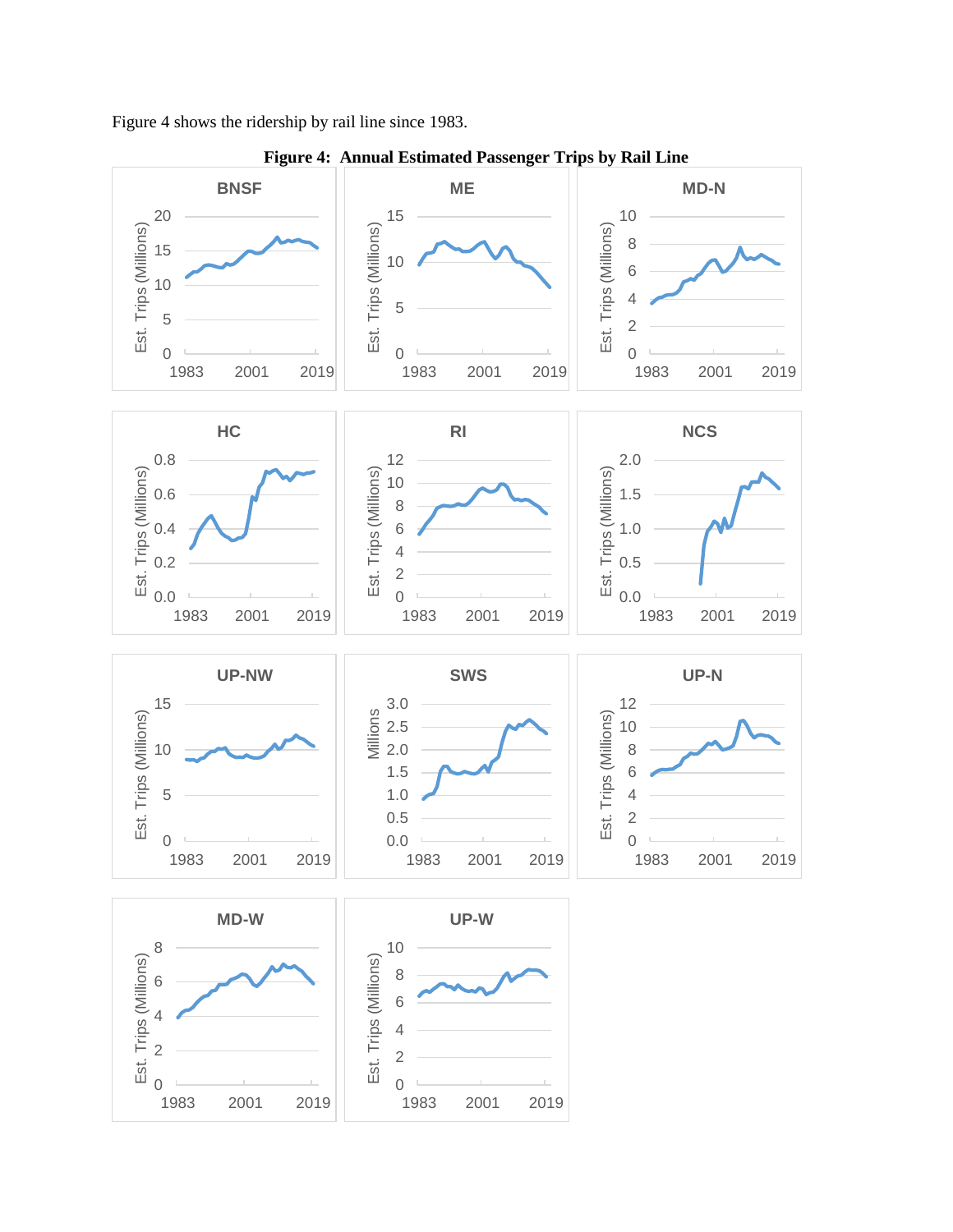Figure 4 shows the ridership by rail line since 1983.

**Figure 4: Annual Estimated Passenger Trips by Rail Line**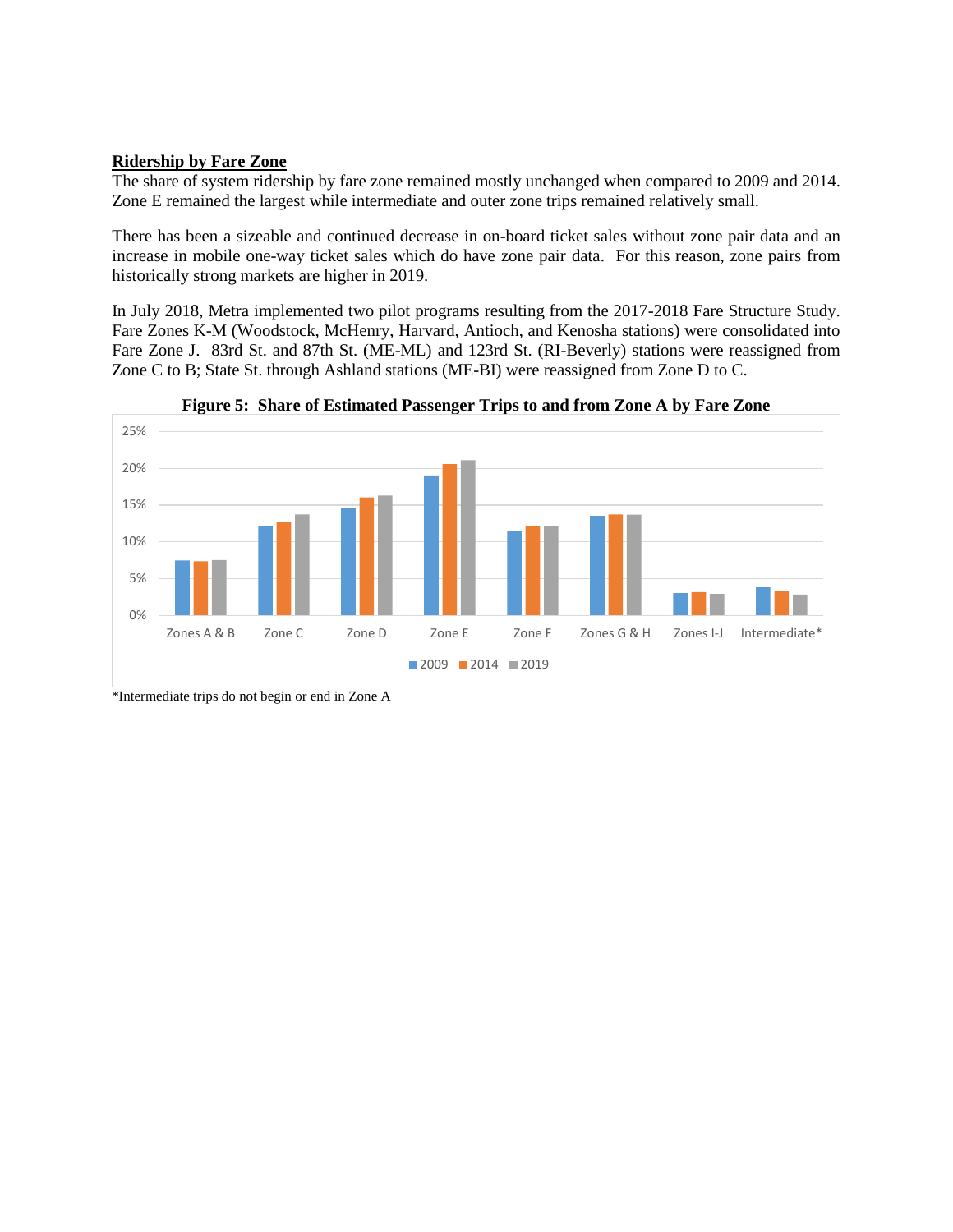**Ridership by Fare Zone**

The share of system ridership by fare zone remained mostly unchanged when compared to 2009 and 2014. Zone E remained the largest while intermediate and outer zone trips remained relatively small.

There has been a sizeable and continued decrease in on-board ticket sales without zone pair data and an increase in mobile one-way ticket sales which do have zone pair data. For this reason, zone pairs from historically strong markets are higher in 2019.

In July 2018, Metra implemented two pilot programs resulting from the 2017-2018 Fare Structure Study. Fare Zones K-M (Woodstock, McHenry, Harvard, Antioch, and Kenosha stations) were consolidated into Fare Zone J. 83rd St. and 87th St. (ME-ML) and 123rd St. (RI-Beverly) stations were reassigned from Zone C to B; State St. through Ashland stations (ME-BI) were reassigned from Zone D to C.

**Figure 5: Share of Estimated Passenger Trips to and from Zone A by Fare Zone**

*Intermediate trips do not begin or end in Zone A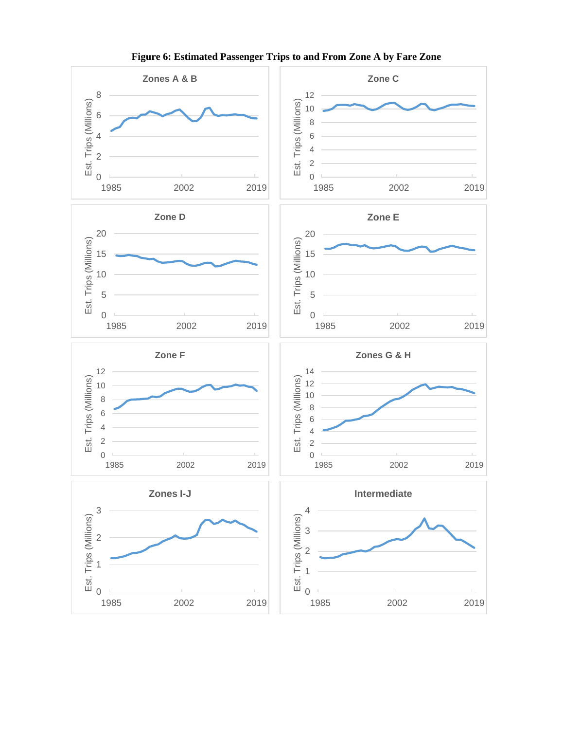**Figure 6: Estimated Passenger Trips to and From Zone A by Fare Zone**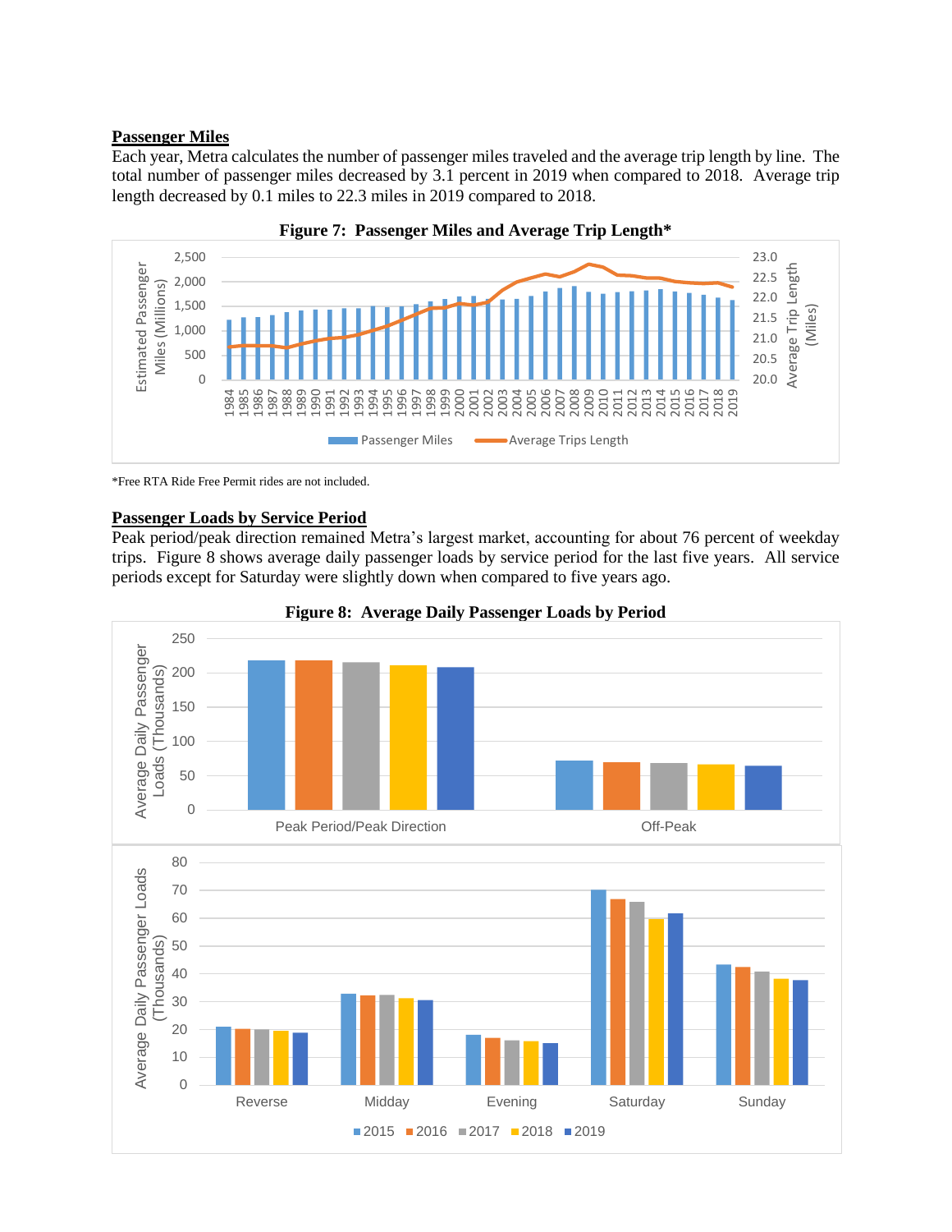## Passenger Miles

Each year, Metra calculates the number of passenger miles traveled and the average trip length by line. The total number of passenger miles decreased by 3.1 percent in 2019 when compared to 2018. Average trip length decreased by 0.1 miles to 22.3 miles in 2019 compared to 2018.

**Figure 7: Passenger Miles and Average Trip Length***

*Free RTA Ride Free Permit rides are not included.

## Passenger Loads by Service Period

Peak period/peak direction remained Metra's largest market, accounting for about 76 percent of weekday trips. Figure 8 shows average daily passenger loads by service period for the last five years. All service periods except for Saturday were slightly down when compared to five years ago.

**Figure 8: Average Daily Passenger Loads by Period**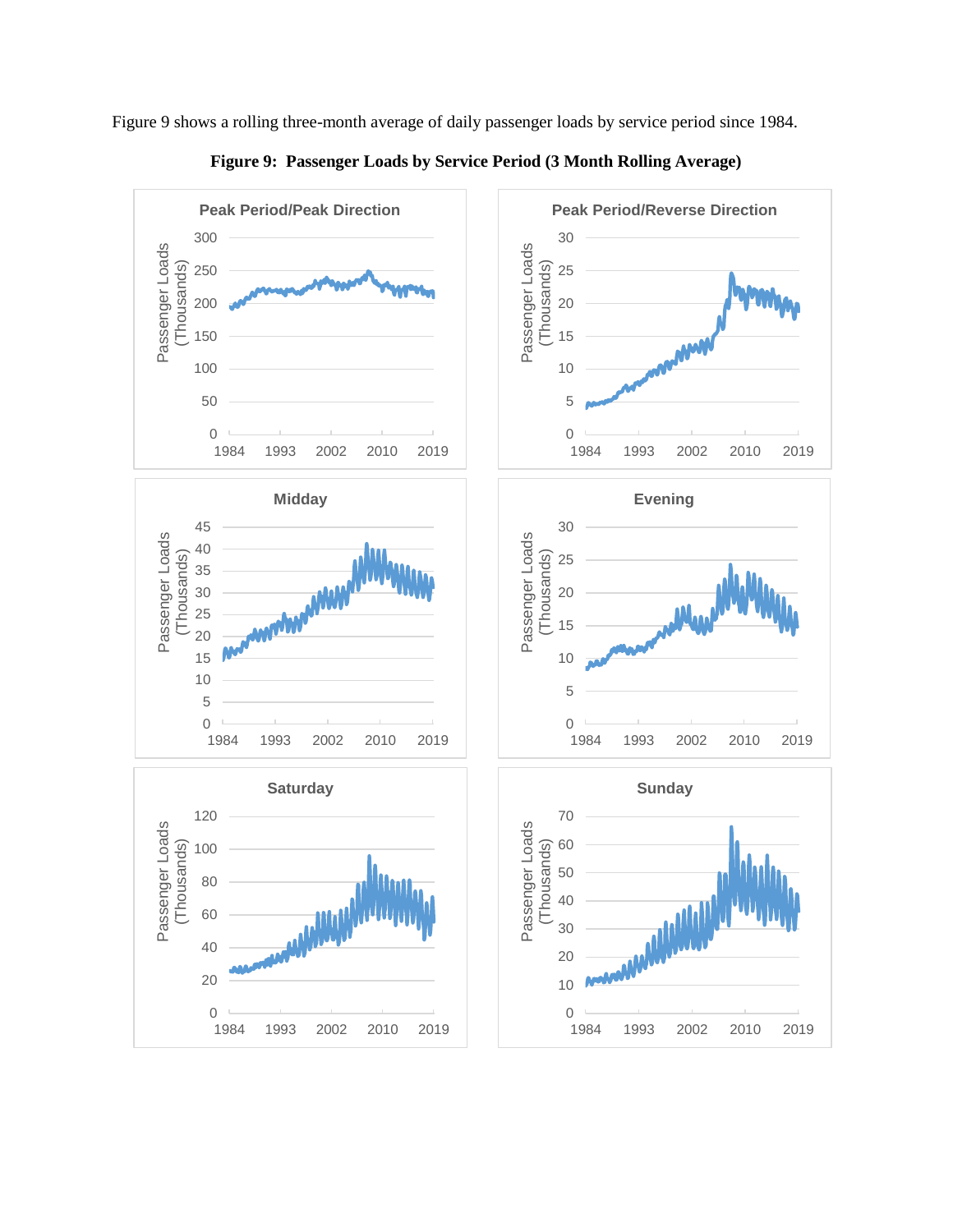Figure 9 shows a rolling three-month average of daily passenger loads by service period since 1984.

**Figure 9: Passenger Loads by Service Period (3 Month Rolling Average)**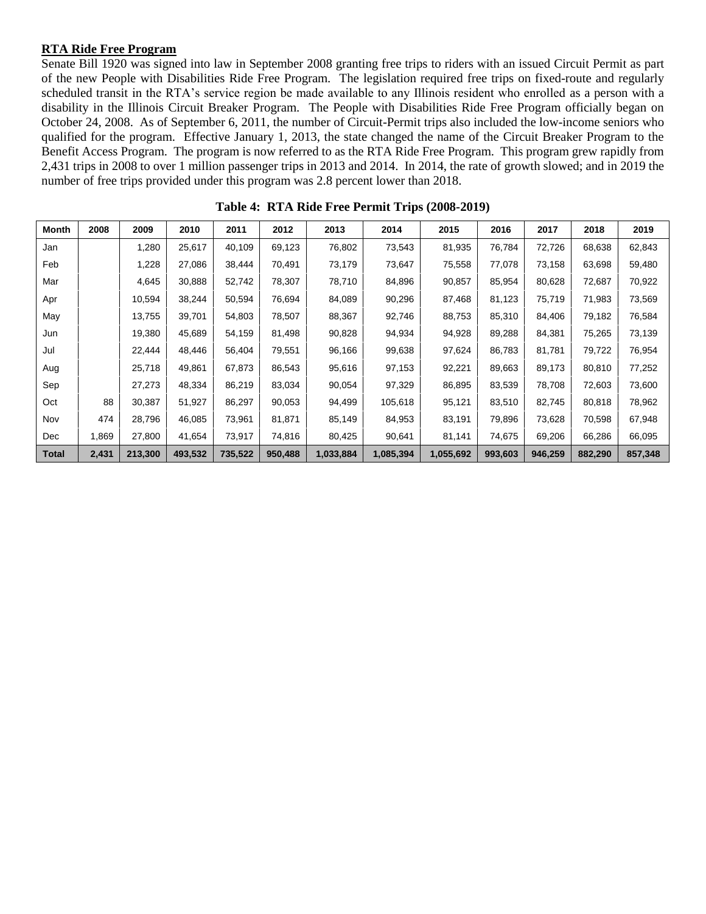**RTA Ride Free Program**

Senate Bill 1920 was signed into law in September 2008 granting free trips to riders with an issued Circuit Permit as part of the new People with Disabilities Ride Free Program. The legislation required free trips on fixed-route and regularly scheduled transit in the RTA's service region be made available to any Illinois resident who enrolled as a person with a disability in the Illinois Circuit Breaker Program. The People with Disabilities Ride Free Program officially began on October 24, 2008. As of September 6, 2011, the number of Circuit-Permit trips also included the low-income seniors who qualified for the program. Effective January 1, 2013, the state changed the name of the Circuit Breaker Program to the Benefit Access Program. The program is now referred to as the RTA Ride Free Program. This program grew rapidly from 2,431 trips in 2008 to over 1 million passenger trips in 2013 and 2014. In 2014, the rate of growth slowed; and in 2019 the number of free trips provided under this program was 2.8 percent lower than 2018.

**Table 4: RTA Ride Free Permit Trips (2008-2019)**

| Month | 2008 | 2009 | 2010 | 2011 | 2012 | 2013 | 2014 | 2015 | 2016 | 2017 | 2018 | 2019 |
|---|---|---|---|---|---|---|---|---|---|---|---|---|
| Jan | | 1,280 | 25,617 | 40,109 | 69,123 | 76,802 | 73,543 | 81,935 | 76,784 | 72,726 | 68,638 | 62,843 |
| Feb | | 1,228 | 27,086 | 38,444 | 70,491 | 73,179 | 73,647 | 75,558 | 77,078 | 73,158 | 63,698 | 59,480 |
| Mar | | 4,645 | 30,888 | 52,742 | 78,307 | 78,710 | 84,896 | 90,857 | 85,954 | 80,628 | 72,687 | 70,922 |
| Apr | | 10,594 | 38,244 | 50,594 | 76,694 | 84,089 | 90,296 | 87,468 | 81,123 | 75,719 | 71,983 | 73,569 |
| May | | 13,755 | 39,701 | 54,803 | 78,507 | 88,367 | 92,746 | 88,753 | 85,310 | 84,406 | 79,182 | 76,584 |
| Jun | | 19,380 | 45,689 | 54,159 | 81,498 | 90,828 | 94,934 | 94,928 | 89,288 | 84,381 | 75,265 | 73,139 |
| Jul | | 22,444 | 48,446 | 56,404 | 79,551 | 96,166 | 99,638 | 97,624 | 86,783 | 81,781 | 79,722 | 76,954 |
| Aug | | 25,718 | 49,861 | 67,873 | 86,543 | 95,616 | 97,153 | 92,221 | 89,663 | 89,173 | 80,810 | 77,252 |
| Sep | | 27,273 | 48,334 | 86,219 | 83,034 | 90,054 | 97,329 | 86,895 | 83,539 | 78,708 | 72,603 | 73,600 |
| Oct | 88 | 30,387 | 51,927 | 86,297 | 90,053 | 94,499 | 105,618 | 95,121 | 83,510 | 82,745 | 80,818 | 78,962 |
| Nov | 474 | 28,796 | 46,085 | 73,961 | 81,871 | 85,149 | 84,953 | 83,191 | 79,896 | 73,628 | 70,598 | 67,948 |
| Dec | 1,869 | 27,800 | 41,654 | 73,917 | 74,816 | 80,425 | 90,641 | 81,141 | 74,675 | 69,206 | 66,286 | 66,095 |
| **Total** | **2,431** | **213,300** | **493,532** | **735,522** | **950,488** | **1,033,884** | **1,085,394** | **1,055,692** | **993,603** | **946,259** | **882,290** | **857,348** |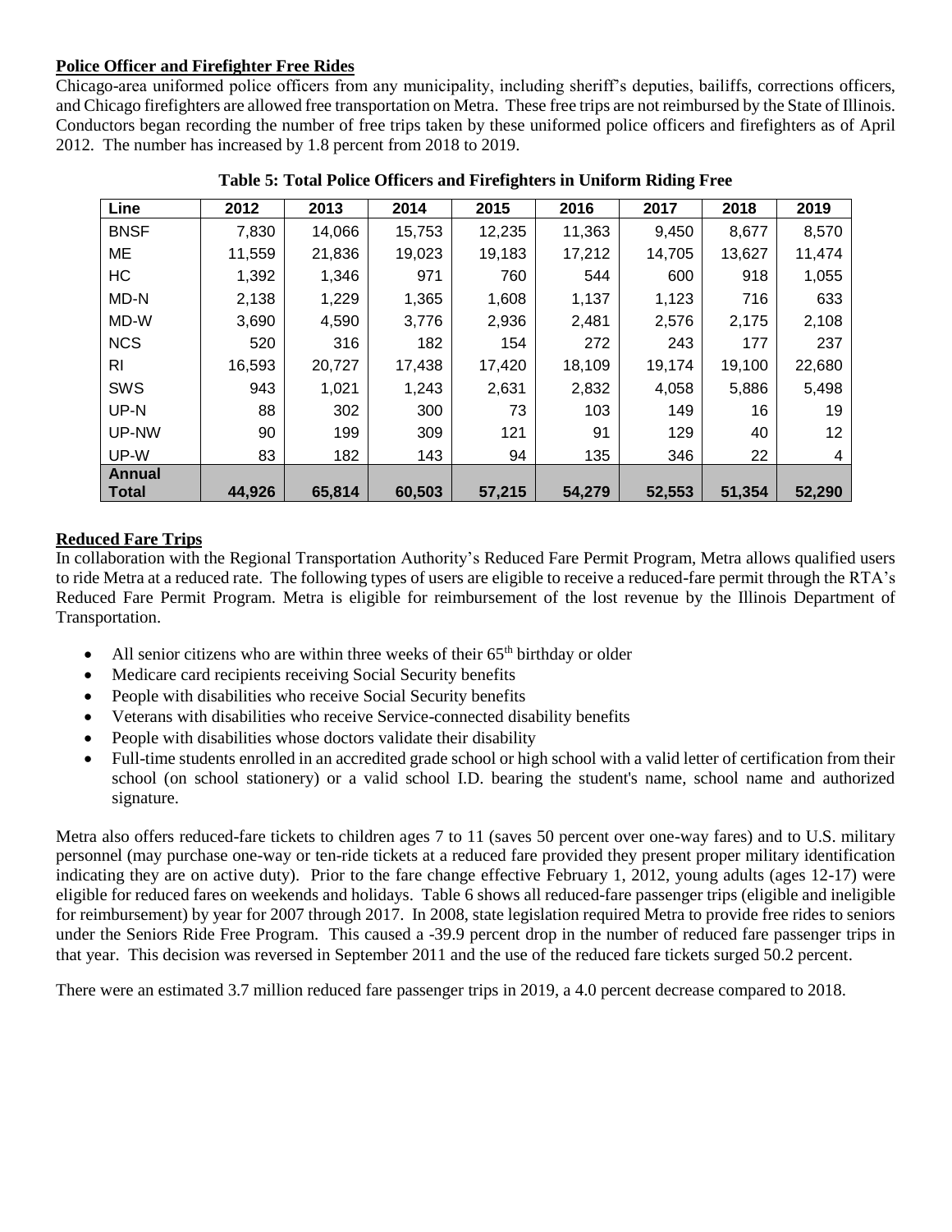### Police Officer and Firefighter Free Rides

Chicago-area uniformed police officers from any municipality, including sheriff's deputies, bailiffs, corrections officers, and Chicago firefighters are allowed free transportation on Metra. These free trips are not reimbursed by the State of Illinois. Conductors began recording the number of free trips taken by these uniformed police officers and firefighters as of April 2012. The number has increased by 1.8 percent from 2018 to 2019.

**Table 5: Total Police Officers and Firefighters in Uniform Riding Free**

| Line | 2012 | 2013 | 2014 | 2015 | 2016 | 2017 | 2018 | 2019 |
|---|---|---|---|---|---|---|---|---|
| BNSF | 7,830 | 14,066 | 15,753 | 12,235 | 11,363 | 9,450 | 8,677 | 8,570 |
| ME | 11,559 | 21,836 | 19,023 | 19,183 | 17,212 | 14,705 | 13,627 | 11,474 |
| HC | 1,392 | 1,346 | 971 | 760 | 544 | 600 | 918 | 1,055 |
| MD-N | 2,138 | 1,229 | 1,365 | 1,608 | 1,137 | 1,123 | 716 | 633 |
| MD-W | 3,690 | 4,590 | 3,776 | 2,936 | 2,481 | 2,576 | 2,175 | 2,108 |
| NCS | 520 | 316 | 182 | 154 | 272 | 243 | 177 | 237 |
| RI | 16,593 | 20,727 | 17,438 | 17,420 | 18,109 | 19,174 | 19,100 | 22,680 |
| SWS | 943 | 1,021 | 1,243 | 2,631 | 2,832 | 4,058 | 5,886 | 5,498 |
| UP-N | 88 | 302 | 300 | 73 | 103 | 149 | 16 | 19 |
| UP-NW | 90 | 199 | 309 | 121 | 91 | 129 | 40 | 12 |
| UP-W | 83 | 182 | 143 | 94 | 135 | 346 | 22 | 4 |
| **Annual Total** | **44,926** | **65,814** | **60,503** | **57,215** | **54,279** | **52,553** | **51,354** | **52,290** |

### Reduced Fare Trips

In collaboration with the Regional Transportation Authority's Reduced Fare Permit Program, Metra allows qualified users to ride Metra at a reduced rate. The following types of users are eligible to receive a reduced-fare permit through the RTA's Reduced Fare Permit Program. Metra is eligible for reimbursement of the lost revenue by the Illinois Department of Transportation.

- All senior citizens who are within three weeks of their 65th birthday or older
- Medicare card recipients receiving Social Security benefits
- People with disabilities who receive Social Security benefits
- Veterans with disabilities who receive Service-connected disability benefits
- People with disabilities whose doctors validate their disability
- Full-time students enrolled in an accredited grade school or high school with a valid letter of certification from their school (on school stationery) or a valid school I.D. bearing the student's name, school name and authorized signature.

Metra also offers reduced-fare tickets to children ages 7 to 11 (saves 50 percent over one-way fares) and to U.S. military personnel (may purchase one-way or ten-ride tickets at a reduced fare provided they present proper military identification indicating they are on active duty). Prior to the fare change effective February 1, 2012, young adults (ages 12-17) were eligible for reduced fares on weekends and holidays. Table 6 shows all reduced-fare passenger trips (eligible and ineligible for reimbursement) by year for 2007 through 2017. In 2008, state legislation required Metra to provide free rides to seniors under the Seniors Ride Free Program. This caused a -39.9 percent drop in the number of reduced fare passenger trips in that year. This decision was reversed in September 2011 and the use of the reduced fare tickets surged 50.2 percent.

There were an estimated 3.7 million reduced fare passenger trips in 2019, a 4.0 percent decrease compared to 2018.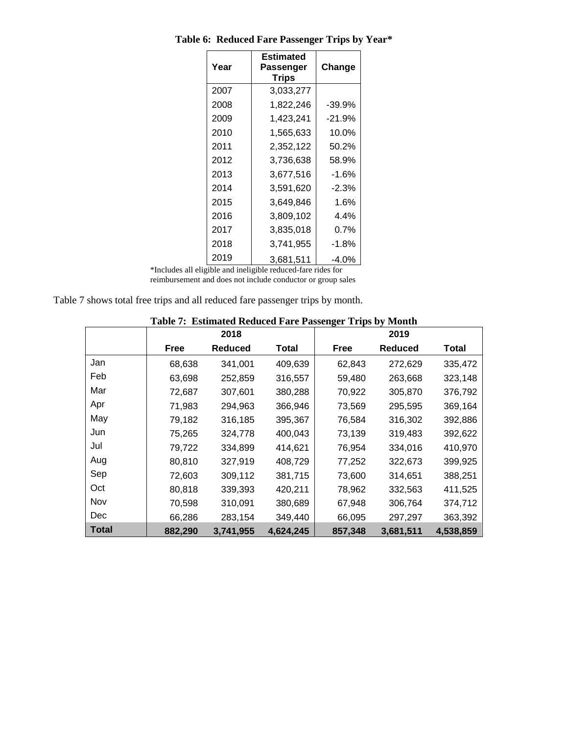**Table 6: Reduced Fare Passenger Trips by Year***

| Year | Estimated Passenger Trips | Change |
|---|---|---|
| 2007 | 3,033,277 | |
| 2008 | 1,822,246 | -39.9% |
| 2009 | 1,423,241 | -21.9% |
| 2010 | 1,565,633 | 10.0% |
| 2011 | 2,352,122 | 50.2% |
| 2012 | 3,736,638 | 58.9% |
| 2013 | 3,677,516 | -1.6% |
| 2014 | 3,591,620 | -2.3% |
| 2015 | 3,649,846 | 1.6% |
| 2016 | 3,809,102 | 4.4% |
| 2017 | 3,835,018 | 0.7% |
| 2018 | 3,741,955 | -1.8% |
| 2019 | 3,681,511 | -4.0% |

*Includes all eligible and ineligible reduced-fare rides for reimbursement and does not include conductor or group sales

Table 7 shows total free trips and all reduced fare passenger trips by month.

**Table 7: Estimated Reduced Fare Passenger Trips by Month**

| | 2018 | | | 2019 | | |
|---|---|---|---|---|---|---|
| | **Free** | **Reduced** | **Total** | **Free** | **Reduced** | **Total** |
| Jan | 68,638 | 341,001 | 409,639 | 62,843 | 272,629 | 335,472 |
| Feb | 63,698 | 252,859 | 316,557 | 59,480 | 263,668 | 323,148 |
| Mar | 72,687 | 307,601 | 380,288 | 70,922 | 305,870 | 376,792 |
| Apr | 71,983 | 294,963 | 366,946 | 73,569 | 295,595 | 369,164 |
| May | 79,182 | 316,185 | 395,367 | 76,584 | 316,302 | 392,886 |
| Jun | 75,265 | 324,778 | 400,043 | 73,139 | 319,483 | 392,622 |
| Jul | 79,722 | 334,899 | 414,621 | 76,954 | 334,016 | 410,970 |
| Aug | 80,810 | 327,919 | 408,729 | 77,252 | 322,673 | 399,925 |
| Sep | 72,603 | 309,112 | 381,715 | 73,600 | 314,651 | 388,251 |
| Oct | 80,818 | 339,393 | 420,211 | 78,962 | 332,563 | 411,525 |
| Nov | 70,598 | 310,091 | 380,689 | 67,948 | 306,764 | 374,712 |
| Dec | 66,286 | 283,154 | 349,440 | 66,095 | 297,297 | 363,392 |
| **Total** | **882,290** | **3,741,955** | **4,624,245** | **857,348** | **3,681,511** | **4,538,859** |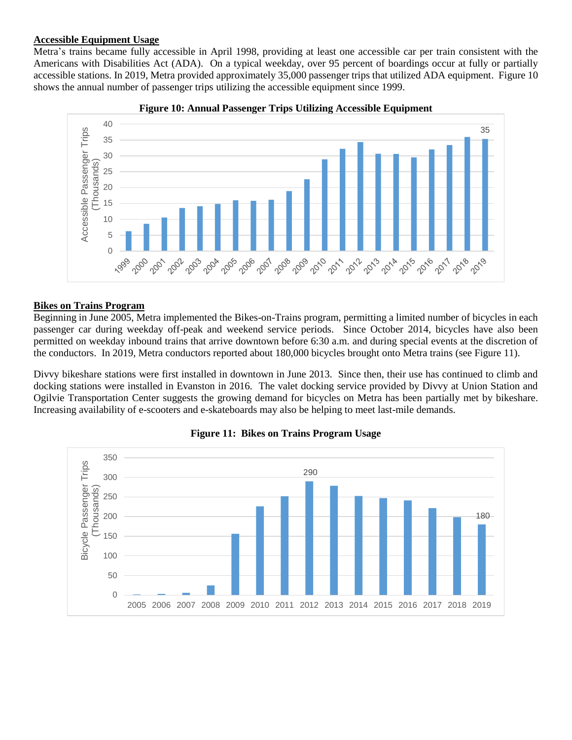**Accessible Equipment Usage**

Metra's trains became fully accessible in April 1998, providing at least one accessible car per train consistent with the Americans with Disabilities Act (ADA). On a typical weekday, over 95 percent of boardings occur at fully or partially accessible stations. In 2019, Metra provided approximately 35,000 passenger trips that utilized ADA equipment. Figure 10 shows the annual number of passenger trips utilizing the accessible equipment since 1999.

**Figure 10: Annual Passenger Trips Utilizing Accessible Equipment**

**Bikes on Trains Program**

Beginning in June 2005, Metra implemented the Bikes-on-Trains program, permitting a limited number of bicycles in each passenger car during weekday off-peak and weekend service periods. Since October 2014, bicycles have also been permitted on weekday inbound trains that arrive downtown before 6:30 a.m. and during special events at the discretion of the conductors. In 2019, Metra conductors reported about 180,000 bicycles brought onto Metra trains (see Figure 11).

Divvy bikeshare stations were first installed in downtown in June 2013. Since then, their use has continued to climb and docking stations were installed in Evanston in 2016. The valet docking service provided by Divvy at Union Station and Ogilvie Transportation Center suggests the growing demand for bicycles on Metra has been partially met by bikeshare. Increasing availability of e-scooters and e-skateboards may also be helping to meet last-mile demands.

**Figure 11: Bikes on Trains Program Usage**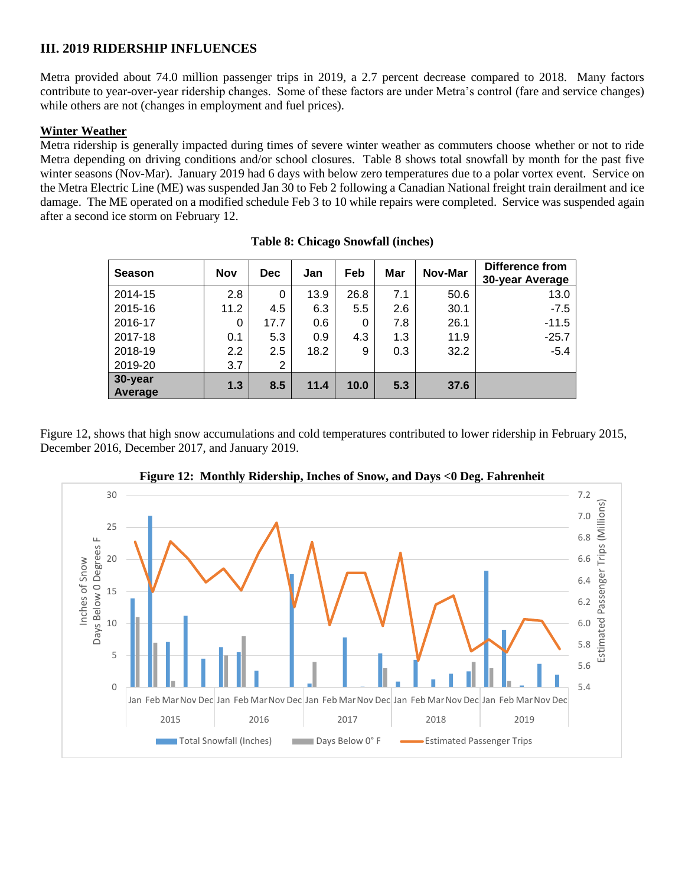## III. 2019 RIDERSHIP INFLUENCES

Metra provided about 74.0 million passenger trips in 2019, a 2.7 percent decrease compared to 2018. Many factors contribute to year-over-year ridership changes. Some of these factors are under Metra's control (fare and service changes) while others are not (changes in employment and fuel prices).

**Winter Weather**

Metra ridership is generally impacted during times of severe winter weather as commuters choose whether or not to ride Metra depending on driving conditions and/or school closures. Table 8 shows total snowfall by month for the past five winter seasons (Nov-Mar). January 2019 had 6 days with below zero temperatures due to a polar vortex event. Service on the Metra Electric Line (ME) was suspended Jan 30 to Feb 2 following a Canadian National freight train derailment and ice damage. The ME operated on a modified schedule Feb 3 to 10 while repairs were completed. Service was suspended again after a second ice storm on February 12.

**Table 8: Chicago Snowfall (inches)**

| Season | Nov | Dec | Jan | Feb | Mar | Nov-Mar | Difference from 30-year Average |
|---|---|---|---|---|---|---|---|
| 2014-15 | 2.8 | 0 | 13.9 | 26.8 | 7.1 | 50.6 | 13.0 |
| 2015-16 | 11.2 | 4.5 | 6.3 | 5.5 | 2.6 | 30.1 | -7.5 |
| 2016-17 | 0 | 17.7 | 0.6 | 0 | 7.8 | 26.1 | -11.5 |
| 2017-18 | 0.1 | 5.3 | 0.9 | 4.3 | 1.3 | 11.9 | -25.7 |
| 2018-19 | 2.2 | 2.5 | 18.2 | 9 | 0.3 | 32.2 | -5.4 |
| 2019-20 | 3.7 | 2 | | | | | |
| **30-year Average** | **1.3** | **8.5** | **11.4** | **10.0** | **5.3** | **37.6** | |

Figure 12, shows that high snow accumulations and cold temperatures contributed to lower ridership in February 2015, December 2016, December 2017, and January 2019.

**Figure 12: Monthly Ridership, Inches of Snow, and Days <0 Deg. Fahrenheit**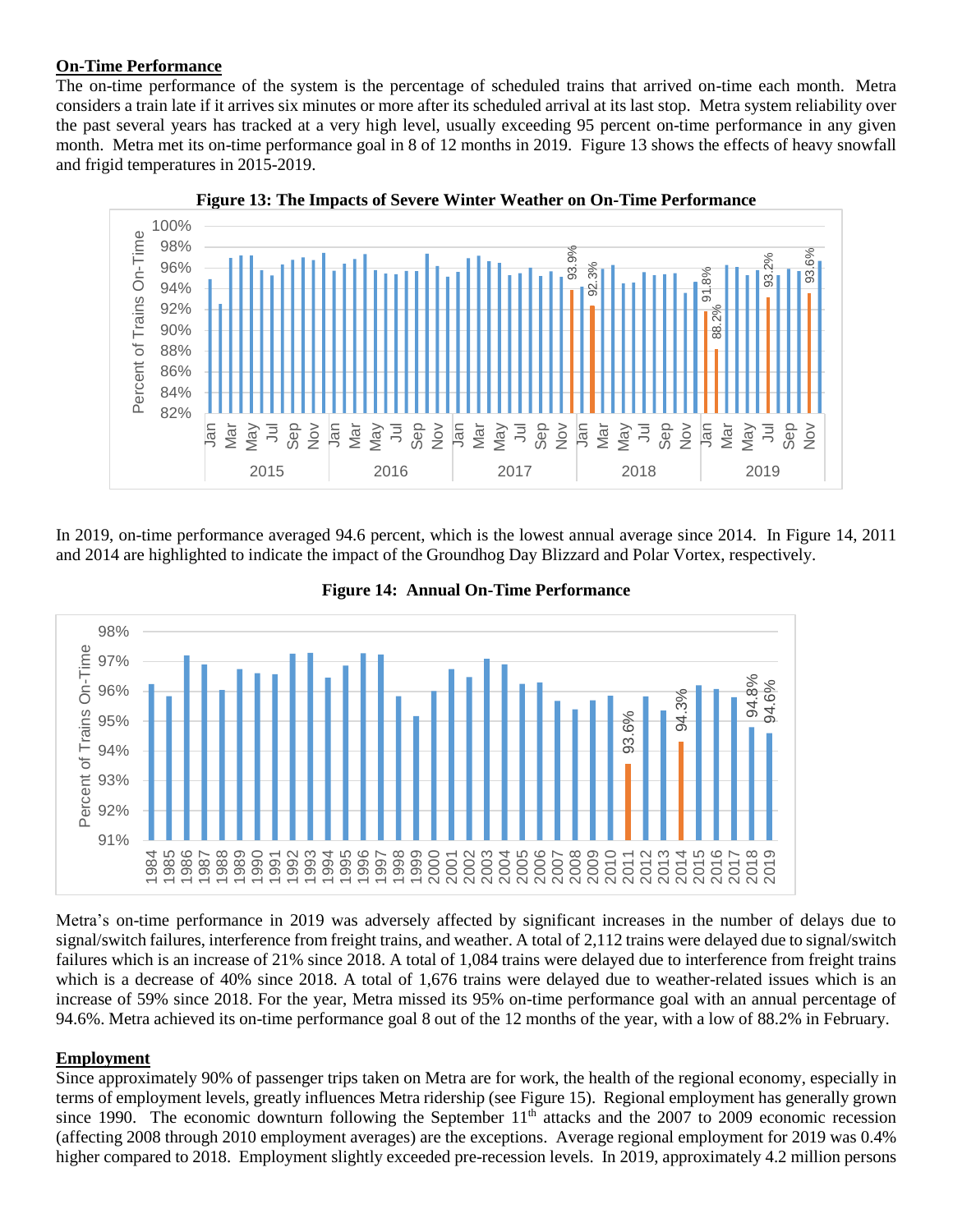## On-Time Performance

The on-time performance of the system is the percentage of scheduled trains that arrived on-time each month. Metra considers a train late if it arrives six minutes or more after its scheduled arrival at its last stop. Metra system reliability over the past several years has tracked at a very high level, usually exceeding 95 percent on-time performance in any given month. Metra met its on-time performance goal in 8 of 12 months in 2019. Figure 13 shows the effects of heavy snowfall and frigid temperatures in 2015-2019.

**Figure 13: The Impacts of Severe Winter Weather on On-Time Performance**

In 2019, on-time performance averaged 94.6 percent, which is the lowest annual average since 2014. In Figure 14, 2011 and 2014 are highlighted to indicate the impact of the Groundhog Day Blizzard and Polar Vortex, respectively.

**Figure 14: Annual On-Time Performance**

Metra's on-time performance in 2019 was adversely affected by significant increases in the number of delays due to signal/switch failures, interference from freight trains, and weather. A total of 2,112 trains were delayed due to signal/switch failures which is an increase of 21% since 2018. A total of 1,084 trains were delayed due to interference from freight trains which is a decrease of 40% since 2018. A total of 1,676 trains were delayed due to weather-related issues which is an increase of 59% since 2018. For the year, Metra missed its 95% on-time performance goal with an annual percentage of 94.6%. Metra achieved its on-time performance goal 8 out of the 12 months of the year, with a low of 88.2% in February.

## Employment

Since approximately 90% of passenger trips taken on Metra are for work, the health of the regional economy, especially in terms of employment levels, greatly influences Metra ridership (see Figure 15). Regional employment has generally grown since 1990. The economic downturn following the September 11th attacks and the 2007 to 2009 economic recession (affecting 2008 through 2010 employment averages) are the exceptions. Average regional employment for 2019 was 0.4% higher compared to 2018. Employment slightly exceeded pre-recession levels. In 2019, approximately 4.2 million persons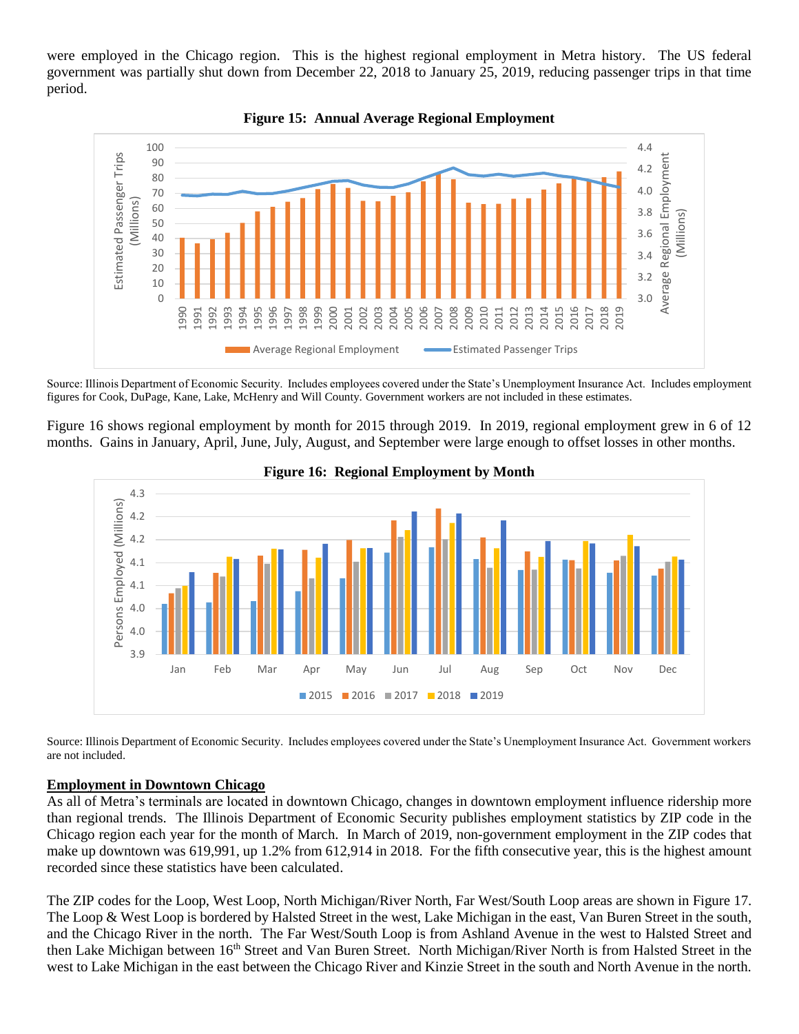were employed in the Chicago region. This is the highest regional employment in Metra history. The US federal government was partially shut down from December 22, 2018 to January 25, 2019, reducing passenger trips in that time period.

**Figure 15: Annual Average Regional Employment**

Source: Illinois Department of Economic Security. Includes employees covered under the State's Unemployment Insurance Act. Includes employment figures for Cook, DuPage, Kane, Lake, McHenry and Will County. Government workers are not included in these estimates.

Figure 16 shows regional employment by month for 2015 through 2019. In 2019, regional employment grew in 6 of 12 months. Gains in January, April, June, July, August, and September were large enough to offset losses in other months.

**Figure 16: Regional Employment by Month**

Source: Illinois Department of Economic Security. Includes employees covered under the State's Unemployment Insurance Act. Government workers are not included.

## Employment in Downtown Chicago

As all of Metra's terminals are located in downtown Chicago, changes in downtown employment influence ridership more than regional trends. The Illinois Department of Economic Security publishes employment statistics by ZIP code in the Chicago region each year for the month of March. In March of 2019, non-government employment in the ZIP codes that make up downtown was 619,991, up 1.2% from 612,914 in 2018. For the fifth consecutive year, this is the highest amount recorded since these statistics have been calculated.

The ZIP codes for the Loop, West Loop, North Michigan/River North, Far West/South Loop areas are shown in Figure 17. The Loop & West Loop is bordered by Halsted Street in the west, Lake Michigan in the east, Van Buren Street in the south, and the Chicago River in the north. The Far West/South Loop is from Ashland Avenue in the west to Halsted Street and then Lake Michigan between 16th Street and Van Buren Street. North Michigan/River North is from Halsted Street in the west to Lake Michigan in the east between the Chicago River and Kinzie Street in the south and North Avenue in the north.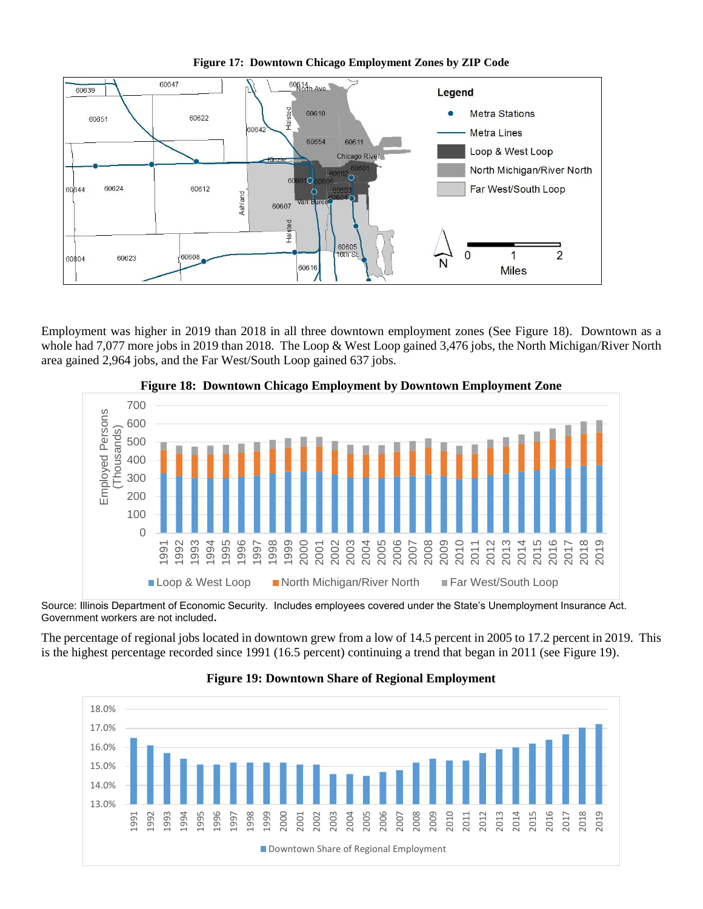**Figure 17: Downtown Chicago Employment Zones by ZIP Code**

Employment was higher in 2019 than 2018 in all three downtown employment zones (See Figure 18). Downtown as a whole had 7,077 more jobs in 2019 than 2018. The Loop & West Loop gained 3,476 jobs, the North Michigan/River North area gained 2,964 jobs, and the Far West/South Loop gained 637 jobs.

**Figure 18: Downtown Chicago Employment by Downtown Employment Zone**

Source: Illinois Department of Economic Security. Includes employees covered under the State's Unemployment Insurance Act. Government workers are not included.

The percentage of regional jobs located in downtown grew from a low of 14.5 percent in 2005 to 17.2 percent in 2019. This is the highest percentage recorded since 1991 (16.5 percent) continuing a trend that began in 2011 (see Figure 19).

**Figure 19: Downtown Share of Regional Employment**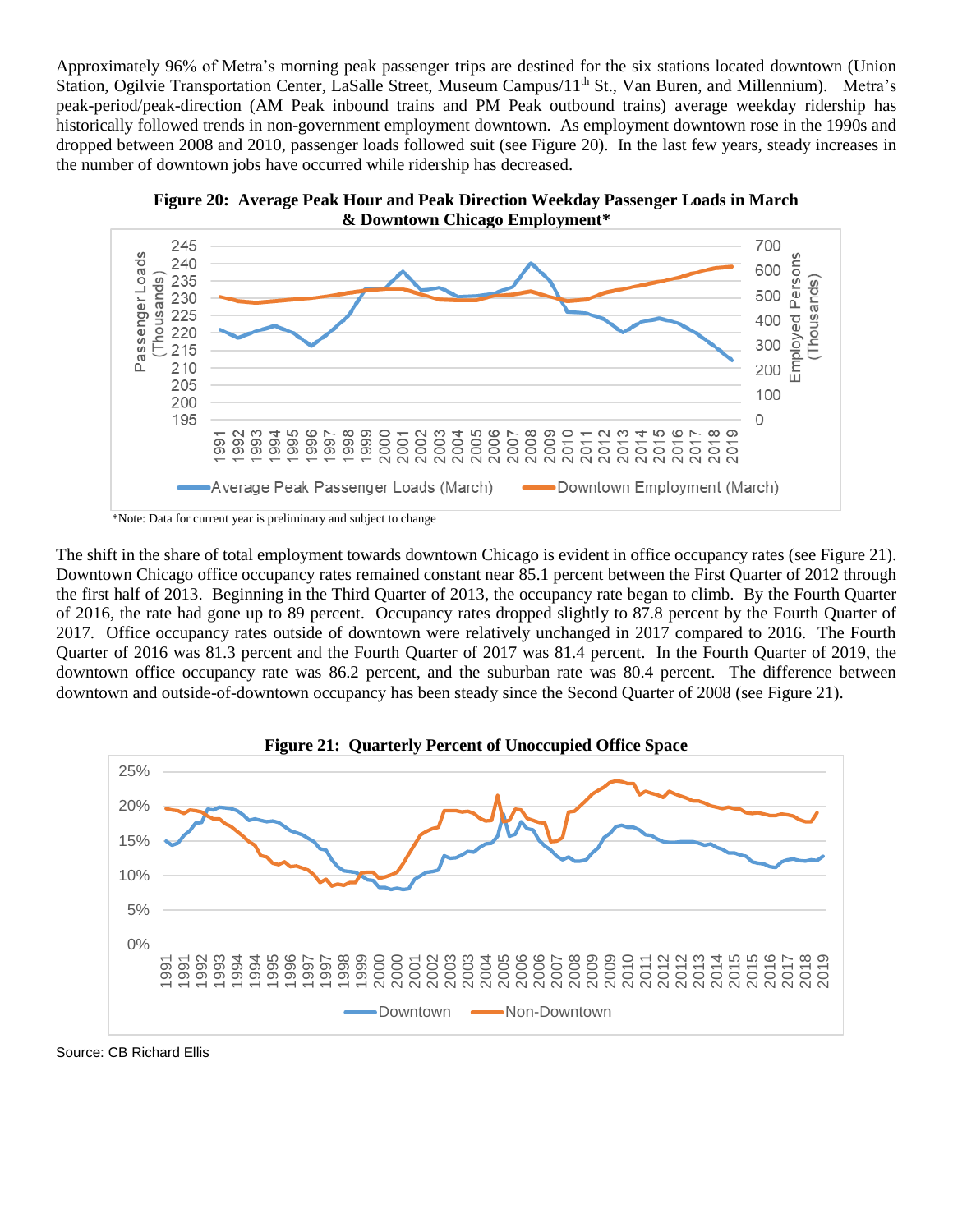Approximately 96% of Metra's morning peak passenger trips are destined for the six stations located downtown (Union Station, Ogilvie Transportation Center, LaSalle Street, Museum Campus/11th St., Van Buren, and Millennium). Metra's peak-period/peak-direction (AM Peak inbound trains and PM Peak outbound trains) average weekday ridership has historically followed trends in non-government employment downtown. As employment downtown rose in the 1990s and dropped between 2008 and 2010, passenger loads followed suit (see Figure 20). In the last few years, steady increases in the number of downtown jobs have occurred while ridership has decreased.

**Figure 20: Average Peak Hour and Peak Direction Weekday Passenger Loads in March & Downtown Chicago Employment***

*Note: Data for current year is preliminary and subject to change

The shift in the share of total employment towards downtown Chicago is evident in office occupancy rates (see Figure 21). Downtown Chicago office occupancy rates remained constant near 85.1 percent between the First Quarter of 2012 through the first half of 2013. Beginning in the Third Quarter of 2013, the occupancy rate began to climb. By the Fourth Quarter of 2016, the rate had gone up to 89 percent. Occupancy rates dropped slightly to 87.8 percent by the Fourth Quarter of 2017. Office occupancy rates outside of downtown were relatively unchanged in 2017 compared to 2016. The Fourth Quarter of 2016 was 81.3 percent and the Fourth Quarter of 2017 was 81.4 percent. In the Fourth Quarter of 2019, the downtown office occupancy rate was 86.2 percent, and the suburban rate was 80.4 percent. The difference between downtown and outside-of-downtown occupancy has been steady since the Second Quarter of 2008 (see Figure 21).

**Figure 21: Quarterly Percent of Unoccupied Office Space**

Source: CB Richard Ellis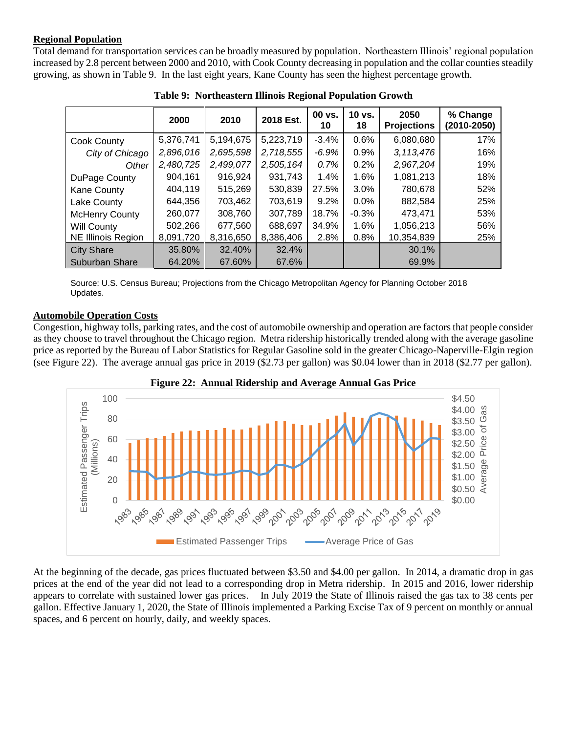**Regional Population**

Total demand for transportation services can be broadly measured by population. Northeastern Illinois' regional population increased by 2.8 percent between 2000 and 2010, with Cook County decreasing in population and the collar counties steadily growing, as shown in Table 9. In the last eight years, Kane County has seen the highest percentage growth.

**Table 9: Northeastern Illinois Regional Population Growth**

| | 2000 | 2010 | 2018 Est. | 00 vs. 10 | 10 vs. 18 | 2050 Projections | % Change (2010-2050) |
|---|---|---|---|---|---|---|---|
| Cook County | 5,376,741 | 5,194,675 | 5,223,719 | -3.4% | 0.6% | 6,080,680 | 17% |
| *City of Chicago* | *2,896,016* | *2,695,598* | *2,718,555* | *-6.9%* | *0.9%* | *3,113,476* | 16% |
| *Other* | *2,480,725* | *2,499,077* | *2,505,164* | *0.7%* | *0.2%* | *2,967,204* | 19% |
| DuPage County | 904,161 | 916,924 | 931,743 | 1.4% | 1.6% | 1,081,213 | 18% |
| Kane County | 404,119 | 515,269 | 530,839 | 27.5% | 3.0% | 780,678 | 52% |
| Lake County | 644,356 | 703,462 | 703,619 | 9.2% | 0.0% | 882,584 | 25% |
| McHenry County | 260,077 | 308,760 | 307,789 | 18.7% | -0.3% | 473,471 | 53% |
| Will County | 502,266 | 677,560 | 688,697 | 34.9% | 1.6% | 1,056,213 | 56% |
| NE Illinois Region | 8,091,720 | 8,316,650 | 8,386,406 | 2.8% | 0.8% | 10,354,839 | 25% |
| City Share | 35.80% | 32.40% | 32.4% | | | 30.1% | |
| Suburban Share | 64.20% | 67.60% | 67.6% | | | 69.9% | |

Source: U.S. Census Bureau; Projections from the Chicago Metropolitan Agency for Planning October 2018 Updates.

**Automobile Operation Costs**

Congestion, highway tolls, parking rates, and the cost of automobile ownership and operation are factors that people consider as they choose to travel throughout the Chicago region. Metra ridership historically trended along with the average gasoline price as reported by the Bureau of Labor Statistics for Regular Gasoline sold in the greater Chicago-Naperville-Elgin region (see Figure 22). The average annual gas price in 2019 ($2.73 per gallon) was $0.04 lower than in 2018 ($2.77 per gallon).

**Figure 22: Annual Ridership and Average Annual Gas Price**

At the beginning of the decade, gas prices fluctuated between $3.50 and $4.00 per gallon. In 2014, a dramatic drop in gas prices at the end of the year did not lead to a corresponding drop in Metra ridership. In 2015 and 2016, lower ridership appears to correlate with sustained lower gas prices. In July 2019 the State of Illinois raised the gas tax to 38 cents per gallon. Effective January 1, 2020, the State of Illinois implemented a Parking Excise Tax of 9 percent on monthly or annual spaces, and 6 percent on hourly, daily, and weekly spaces.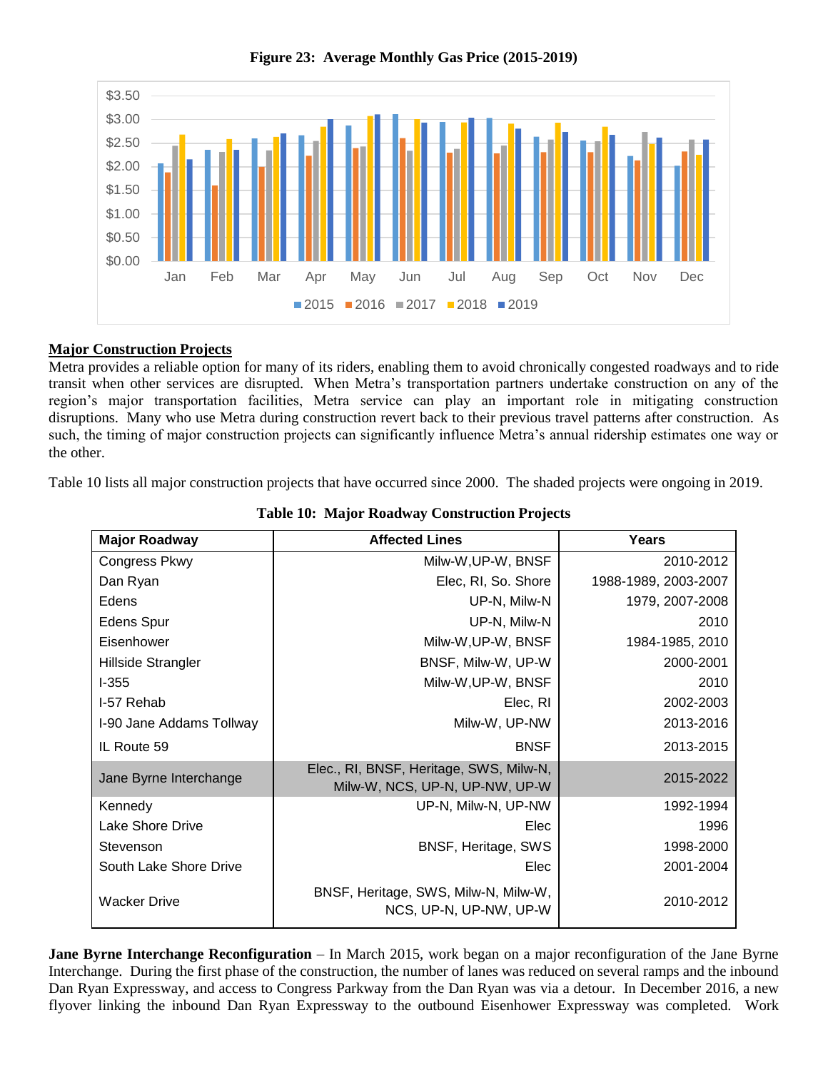**Figure 23: Average Monthly Gas Price (2015-2019)**

## Major Construction Projects

Metra provides a reliable option for many of its riders, enabling them to avoid chronically congested roadways and to ride transit when other services are disrupted. When Metra's transportation partners undertake construction on any of the region's major transportation facilities, Metra service can play an important role in mitigating construction disruptions. Many who use Metra during construction revert back to their previous travel patterns after construction. As such, the timing of major construction projects can significantly influence Metra's annual ridership estimates one way or the other.

Table 10 lists all major construction projects that have occurred since 2000. The shaded projects were ongoing in 2019.

**Table 10: Major Roadway Construction Projects**

| Major Roadway | Affected Lines | Years |
|---|---|---|
| Congress Pkwy | Milw-W,UP-W, BNSF | 2010-2012 |
| Dan Ryan | Elec, RI, So. Shore | 1988-1989, 2003-2007 |
| Edens | UP-N, Milw-N | 1979, 2007-2008 |
| Edens Spur | UP-N, Milw-N | 2010 |
| Eisenhower | Milw-W,UP-W, BNSF | 1984-1985, 2010 |
| Hillside Strangler | BNSF, Milw-W, UP-W | 2000-2001 |
| I-355 | Milw-W,UP-W, BNSF | 2010 |
| I-57 Rehab | Elec, RI | 2002-2003 |
| I-90 Jane Addams Tollway | Milw-W, UP-NW | 2013-2016 |
| IL Route 59 | BNSF | 2013-2015 |
| Jane Byrne Interchange | Elec., RI, BNSF, Heritage, SWS, Milw-N, Milw-W, NCS, UP-N, UP-NW, UP-W | 2015-2022 |
| Kennedy | UP-N, Milw-N, UP-NW | 1992-1994 |
| Lake Shore Drive | Elec | 1996 |
| Stevenson | BNSF, Heritage, SWS | 1998-2000 |
| South Lake Shore Drive | Elec | 2001-2004 |
| Wacker Drive | BNSF, Heritage, SWS, Milw-N, Milw-W, NCS, UP-N, UP-NW, UP-W | 2010-2012 |

**Jane Byrne Interchange Reconfiguration** – In March 2015, work began on a major reconfiguration of the Jane Byrne Interchange. During the first phase of the construction, the number of lanes was reduced on several ramps and the inbound Dan Ryan Expressway, and access to Congress Parkway from the Dan Ryan was via a detour. In December 2016, a new flyover linking the inbound Dan Ryan Expressway to the outbound Eisenhower Expressway was completed. Work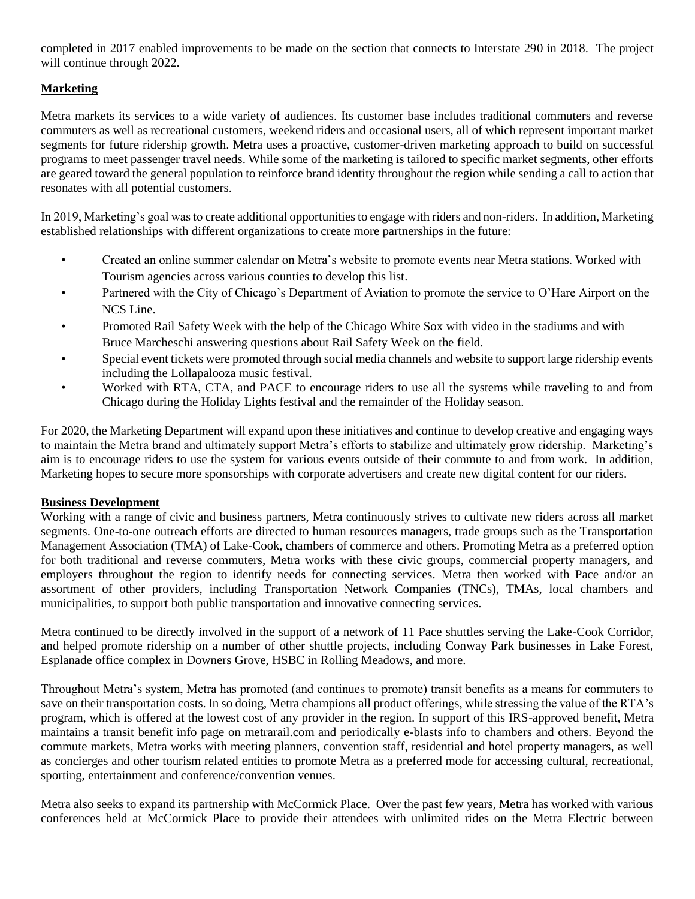completed in 2017 enabled improvements to be made on the section that connects to Interstate 290 in 2018. The project will continue through 2022.

## Marketing

Metra markets its services to a wide variety of audiences. Its customer base includes traditional commuters and reverse commuters as well as recreational customers, weekend riders and occasional users, all of which represent important market segments for future ridership growth. Metra uses a proactive, customer-driven marketing approach to build on successful programs to meet passenger travel needs. While some of the marketing is tailored to specific market segments, other efforts are geared toward the general population to reinforce brand identity throughout the region while sending a call to action that resonates with all potential customers.

In 2019, Marketing's goal was to create additional opportunities to engage with riders and non-riders. In addition, Marketing established relationships with different organizations to create more partnerships in the future:

- Created an online summer calendar on Metra's website to promote events near Metra stations. Worked with Tourism agencies across various counties to develop this list.
- Partnered with the City of Chicago's Department of Aviation to promote the service to O'Hare Airport on the NCS Line.
- Promoted Rail Safety Week with the help of the Chicago White Sox with video in the stadiums and with Bruce Marcheschi answering questions about Rail Safety Week on the field.
- Special event tickets were promoted through social media channels and website to support large ridership events including the Lollapalooza music festival.
- Worked with RTA, CTA, and PACE to encourage riders to use all the systems while traveling to and from Chicago during the Holiday Lights festival and the remainder of the Holiday season.

For 2020, the Marketing Department will expand upon these initiatives and continue to develop creative and engaging ways to maintain the Metra brand and ultimately support Metra's efforts to stabilize and ultimately grow ridership. Marketing's aim is to encourage riders to use the system for various events outside of their commute to and from work. In addition, Marketing hopes to secure more sponsorships with corporate advertisers and create new digital content for our riders.

## Business Development

Working with a range of civic and business partners, Metra continuously strives to cultivate new riders across all market segments. One-to-one outreach efforts are directed to human resources managers, trade groups such as the Transportation Management Association (TMA) of Lake-Cook, chambers of commerce and others. Promoting Metra as a preferred option for both traditional and reverse commuters, Metra works with these civic groups, commercial property managers, and employers throughout the region to identify needs for connecting services. Metra then worked with Pace and/or an assortment of other providers, including Transportation Network Companies (TNCs), TMAs, local chambers and municipalities, to support both public transportation and innovative connecting services.

Metra continued to be directly involved in the support of a network of 11 Pace shuttles serving the Lake-Cook Corridor, and helped promote ridership on a number of other shuttle projects, including Conway Park businesses in Lake Forest, Esplanade office complex in Downers Grove, HSBC in Rolling Meadows, and more.

Throughout Metra's system, Metra has promoted (and continues to promote) transit benefits as a means for commuters to save on their transportation costs. In so doing, Metra champions all product offerings, while stressing the value of the RTA's program, which is offered at the lowest cost of any provider in the region. In support of this IRS-approved benefit, Metra maintains a transit benefit info page on metrarail.com and periodically e-blasts info to chambers and others. Beyond the commute markets, Metra works with meeting planners, convention staff, residential and hotel property managers, as well as concierges and other tourism related entities to promote Metra as a preferred mode for accessing cultural, recreational, sporting, entertainment and conference/convention venues.

Metra also seeks to expand its partnership with McCormick Place. Over the past few years, Metra has worked with various conferences held at McCormick Place to provide their attendees with unlimited rides on the Metra Electric between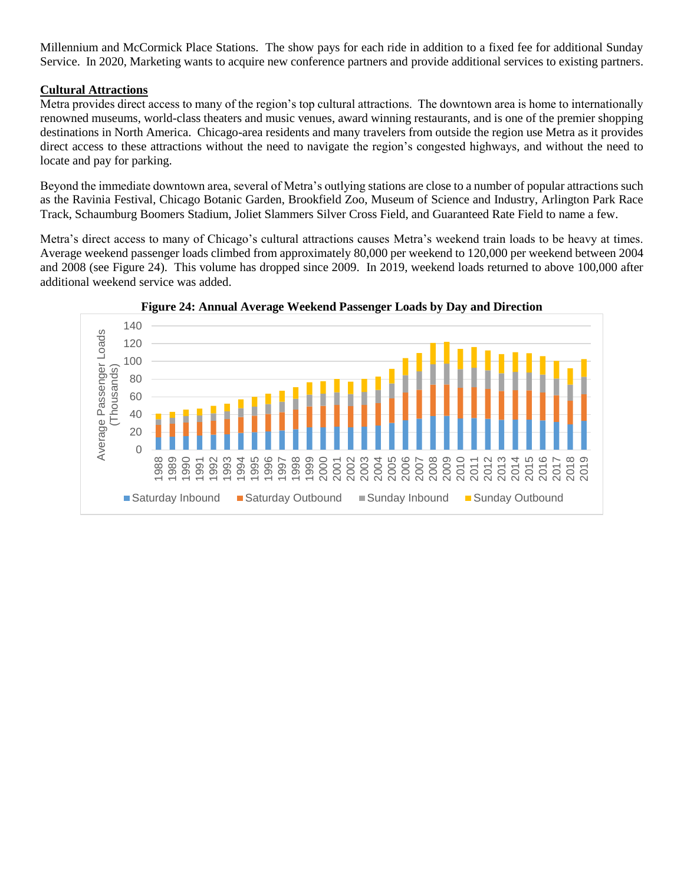Millennium and McCormick Place Stations. The show pays for each ride in addition to a fixed fee for additional Sunday Service. In 2020, Marketing wants to acquire new conference partners and provide additional services to existing partners.

## Cultural Attractions

Metra provides direct access to many of the region's top cultural attractions. The downtown area is home to internationally renowned museums, world-class theaters and music venues, award winning restaurants, and is one of the premier shopping destinations in North America. Chicago-area residents and many travelers from outside the region use Metra as it provides direct access to these attractions without the need to navigate the region's congested highways, and without the need to locate and pay for parking.

Beyond the immediate downtown area, several of Metra's outlying stations are close to a number of popular attractions such as the Ravinia Festival, Chicago Botanic Garden, Brookfield Zoo, Museum of Science and Industry, Arlington Park Race Track, Schaumburg Boomers Stadium, Joliet Slammers Silver Cross Field, and Guaranteed Rate Field to name a few.

Metra's direct access to many of Chicago's cultural attractions causes Metra's weekend train loads to be heavy at times. Average weekend passenger loads climbed from approximately 80,000 per weekend to 120,000 per weekend between 2004 and 2008 (see Figure 24). This volume has dropped since 2009. In 2019, weekend loads returned to above 100,000 after additional weekend service was added.

**Figure 24: Annual Average Weekend Passenger Loads by Day and Direction**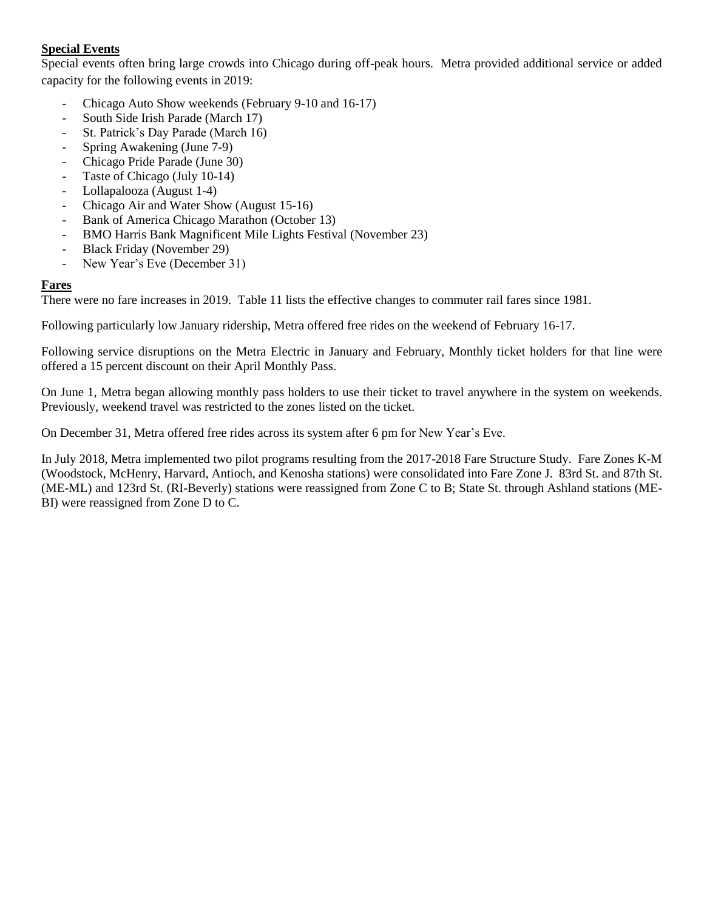**Special Events**

Special events often bring large crowds into Chicago during off-peak hours. Metra provided additional service or added capacity for the following events in 2019:

- Chicago Auto Show weekends (February 9-10 and 16-17)
- South Side Irish Parade (March 17)
- St. Patrick's Day Parade (March 16)
- Spring Awakening (June 7-9)
- Chicago Pride Parade (June 30)
- Taste of Chicago (July 10-14)
- Lollapalooza (August 1-4)
- Chicago Air and Water Show (August 15-16)
- Bank of America Chicago Marathon (October 13)
- BMO Harris Bank Magnificent Mile Lights Festival (November 23)
- Black Friday (November 29)
- New Year's Eve (December 31)

**Fares**

There were no fare increases in 2019. Table 11 lists the effective changes to commuter rail fares since 1981.

Following particularly low January ridership, Metra offered free rides on the weekend of February 16-17.

Following service disruptions on the Metra Electric in January and February, Monthly ticket holders for that line were offered a 15 percent discount on their April Monthly Pass.

On June 1, Metra began allowing monthly pass holders to use their ticket to travel anywhere in the system on weekends. Previously, weekend travel was restricted to the zones listed on the ticket.

On December 31, Metra offered free rides across its system after 6 pm for New Year's Eve.

In July 2018, Metra implemented two pilot programs resulting from the 2017-2018 Fare Structure Study. Fare Zones K-M (Woodstock, McHenry, Harvard, Antioch, and Kenosha stations) were consolidated into Fare Zone J. 83rd St. and 87th St. (ME-ML) and 123rd St. (RI-Beverly) stations were reassigned from Zone C to B; State St. through Ashland stations (ME-BI) were reassigned from Zone D to C.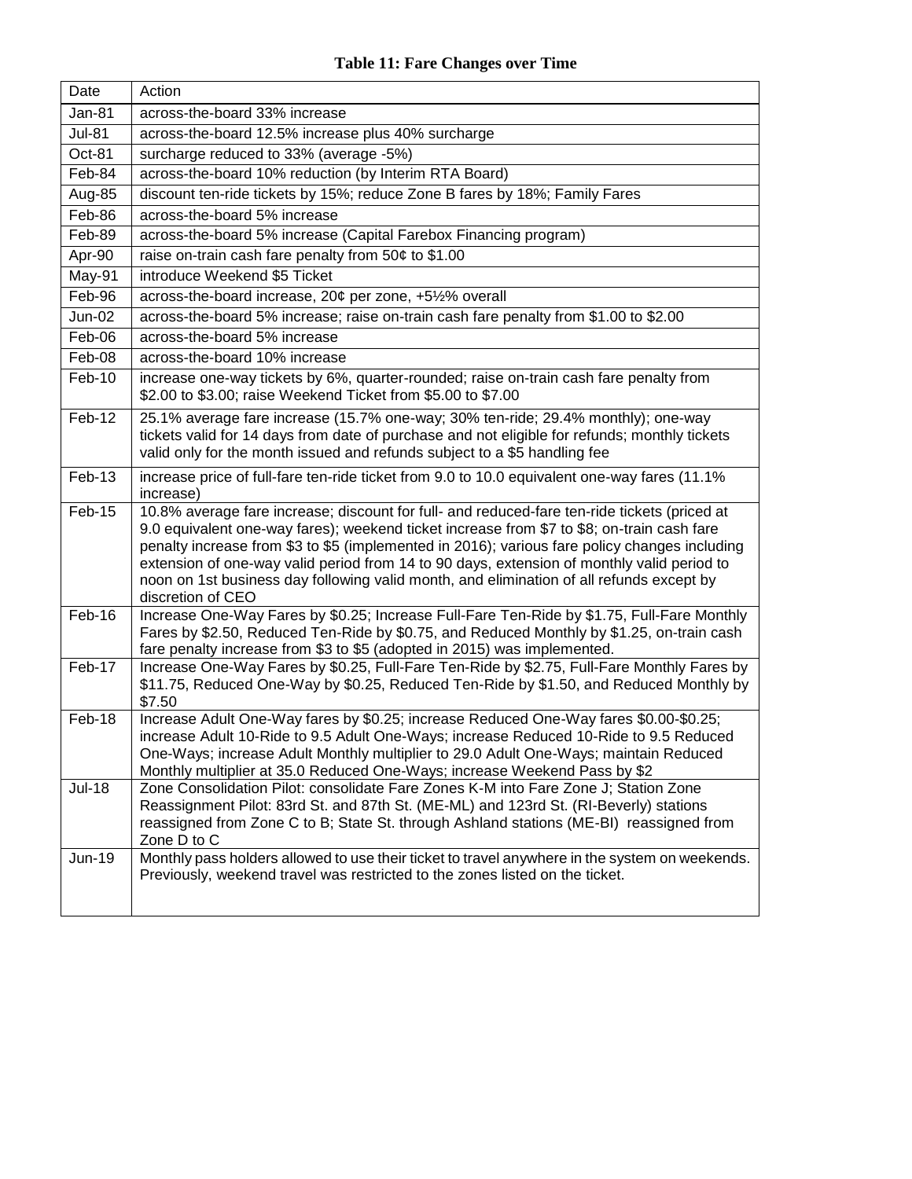**Table 11: Fare Changes over Time**

| Date | Action |
|---|---|
| Jan-81 | across-the-board 33% increase |
| Jul-81 | across-the-board 12.5% increase plus 40% surcharge |
| Oct-81 | surcharge reduced to 33% (average -5%) |
| Feb-84 | across-the-board 10% reduction (by Interim RTA Board) |
| Aug-85 | discount ten-ride tickets by 15%; reduce Zone B fares by 18%; Family Fares |
| Feb-86 | across-the-board 5% increase |
| Feb-89 | across-the-board 5% increase (Capital Farebox Financing program) |
| Apr-90 | raise on-train cash fare penalty from 50¢ to $1.00 |
| May-91 | introduce Weekend $5 Ticket |
| Feb-96 | across-the-board increase, 20¢ per zone, +5½% overall |
| Jun-02 | across-the-board 5% increase; raise on-train cash fare penalty from $1.00 to $2.00 |
| Feb-06 | across-the-board 5% increase |
| Feb-08 | across-the-board 10% increase |
| Feb-10 | increase one-way tickets by 6%, quarter-rounded; raise on-train cash fare penalty from $2.00 to $3.00; raise Weekend Ticket from $5.00 to $7.00 |
| Feb-12 | 25.1% average fare increase (15.7% one-way; 30% ten-ride; 29.4% monthly); one-way tickets valid for 14 days from date of purchase and not eligible for refunds; monthly tickets valid only for the month issued and refunds subject to a $5 handling fee |
| Feb-13 | increase price of full-fare ten-ride ticket from 9.0 to 10.0 equivalent one-way fares (11.1% increase) |
| Feb-15 | 10.8% average fare increase; discount for full- and reduced-fare ten-ride tickets (priced at 9.0 equivalent one-way fares); weekend ticket increase from $7 to $8; on-train cash fare penalty increase from $3 to $5 (implemented in 2016); various fare policy changes including extension of one-way valid period from 14 to 90 days, extension of monthly valid period to noon on 1st business day following valid month, and elimination of all refunds except by discretion of CEO |
| Feb-16 | Increase One-Way Fares by $0.25; Increase Full-Fare Ten-Ride by $1.75, Full-Fare Monthly Fares by $2.50, Reduced Ten-Ride by $0.75, and Reduced Monthly by $1.25, on-train cash fare penalty increase from $3 to $5 (adopted in 2015) was implemented. |
| Feb-17 | Increase One-Way Fares by $0.25, Full-Fare Ten-Ride by $2.75, Full-Fare Monthly Fares by $11.75, Reduced One-Way by $0.25, Reduced Ten-Ride by $1.50, and Reduced Monthly by $7.50 |
| Feb-18 | Increase Adult One-Way fares by $0.25; increase Reduced One-Way fares $0.00-$0.25; increase Adult 10-Ride to 9.5 Adult One-Ways; increase Reduced 10-Ride to 9.5 Reduced One-Ways; increase Adult Monthly multiplier to 29.0 Adult One-Ways; maintain Reduced Monthly multiplier at 35.0 Reduced One-Ways; increase Weekend Pass by $2 |
| Jul-18 | Zone Consolidation Pilot: consolidate Fare Zones K-M into Fare Zone J; Station Zone Reassignment Pilot: 83rd St. and 87th St. (ME-ML) and 123rd St. (RI-Beverly) stations reassigned from Zone C to B; State St. through Ashland stations (ME-BI) reassigned from Zone D to C |
| Jun-19 | Monthly pass holders allowed to use their ticket to travel anywhere in the system on weekends. Previously, weekend travel was restricted to the zones listed on the ticket. |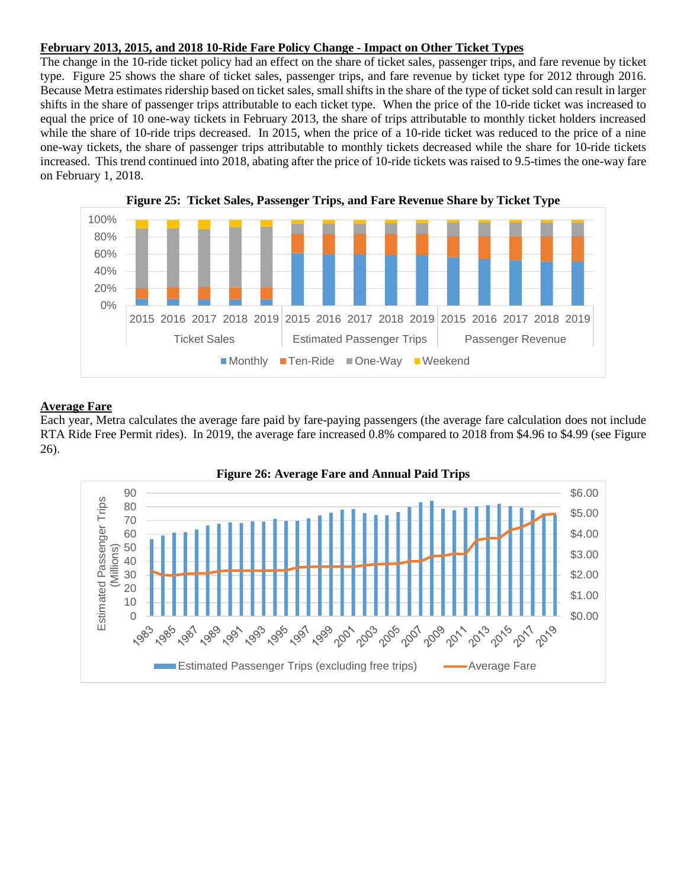**February 2013, 2015, and 2018 10-Ride Fare Policy Change - Impact on Other Ticket Types**

The change in the 10-ride ticket policy had an effect on the share of ticket sales, passenger trips, and fare revenue by ticket type. Figure 25 shows the share of ticket sales, passenger trips, and fare revenue by ticket type for 2012 through 2016. Because Metra estimates ridership based on ticket sales, small shifts in the share of the type of ticket sold can result in larger shifts in the share of passenger trips attributable to each ticket type. When the price of the 10-ride ticket was increased to equal the price of 10 one-way tickets in February 2013, the share of trips attributable to monthly ticket holders increased while the share of 10-ride trips decreased. In 2015, when the price of a 10-ride ticket was reduced to the price of a nine one-way tickets, the share of passenger trips attributable to monthly tickets decreased while the share for 10-ride tickets increased. This trend continued into 2018, abating after the price of 10-ride tickets was raised to 9.5-times the one-way fare on February 1, 2018.

**Figure 25: Ticket Sales, Passenger Trips, and Fare Revenue Share by Ticket Type**

**Average Fare**

Each year, Metra calculates the average fare paid by fare-paying passengers (the average fare calculation does not include RTA Ride Free Permit rides). In 2019, the average fare increased 0.8% compared to 2018 from $4.96 to $4.99 (see Figure 26).

**Figure 26: Average Fare and Annual Paid Trips**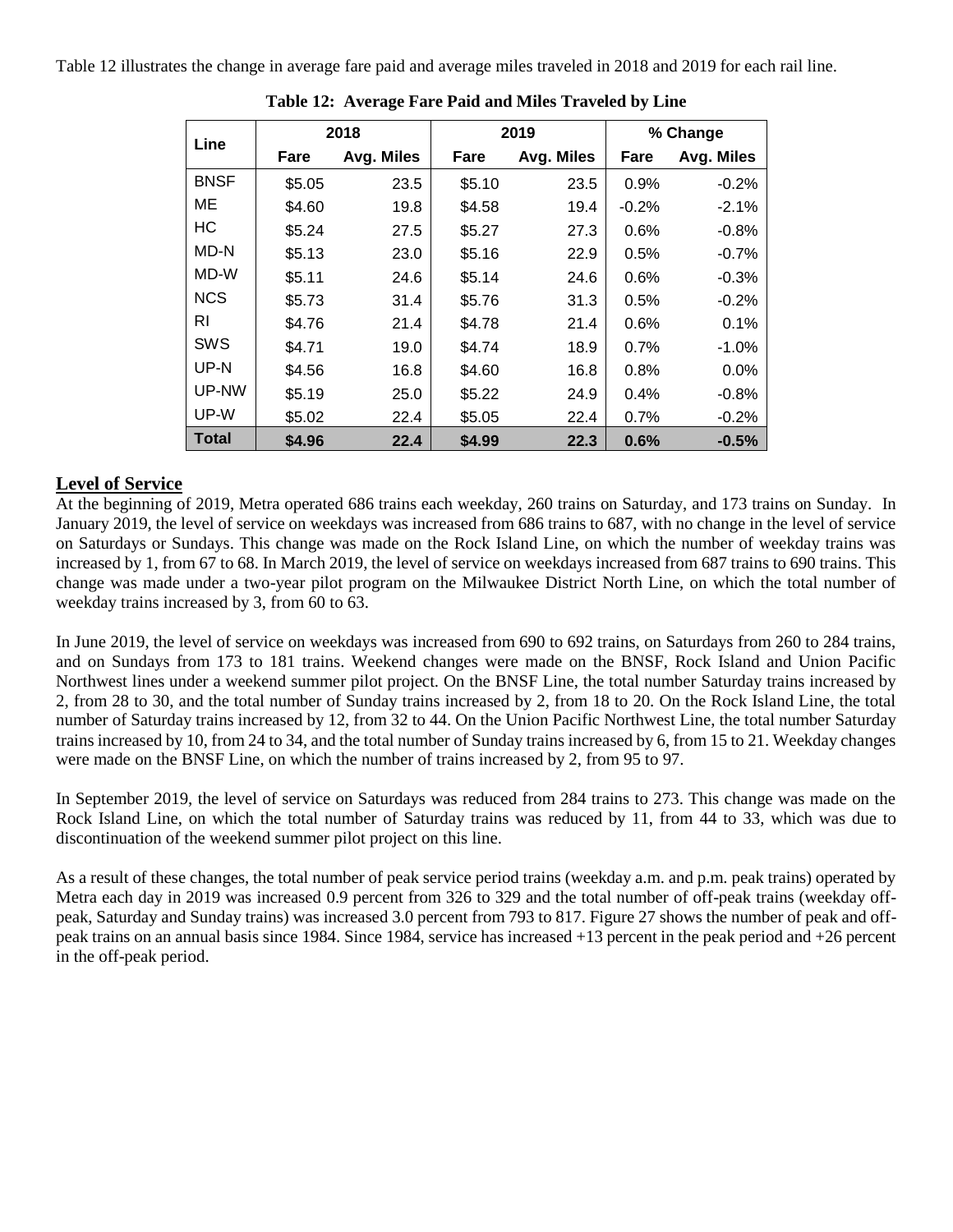Table 12 illustrates the change in average fare paid and average miles traveled in 2018 and 2019 for each rail line.

**Table 12: Average Fare Paid and Miles Traveled by Line**

| Line | 2018 | | 2019 | | % Change | |
|---|---|---|---|---|---|---|
| | Fare | Avg. Miles | Fare | Avg. Miles | Fare | Avg. Miles |
| BNSF | $5.05 | 23.5 | $5.10 | 23.5 | 0.9% | -0.2% |
| ME | $4.60 | 19.8 | $4.58 | 19.4 | -0.2% | -2.1% |
| HC | $5.24 | 27.5 | $5.27 | 27.3 | 0.6% | -0.8% |
| MD-N | $5.13 | 23.0 | $5.16 | 22.9 | 0.5% | -0.7% |
| MD-W | $5.11 | 24.6 | $5.14 | 24.6 | 0.6% | -0.3% |
| NCS | $5.73 | 31.4 | $5.76 | 31.3 | 0.5% | -0.2% |
| RI | $4.76 | 21.4 | $4.78 | 21.4 | 0.6% | 0.1% |
| SWS | $4.71 | 19.0 | $4.74 | 18.9 | 0.7% | -1.0% |
| UP-N | $4.56 | 16.8 | $4.60 | 16.8 | 0.8% | 0.0% |
| UP-NW | $5.19 | 25.0 | $5.22 | 24.9 | 0.4% | -0.8% |
| UP-W | $5.02 | 22.4 | $5.05 | 22.4 | 0.7% | -0.2% |
| **Total** | **$4.96** | **22.4** | **$4.99** | **22.3** | **0.6%** | **-0.5%** |

## Level of Service

At the beginning of 2019, Metra operated 686 trains each weekday, 260 trains on Saturday, and 173 trains on Sunday. In January 2019, the level of service on weekdays was increased from 686 trains to 687, with no change in the level of service on Saturdays or Sundays. This change was made on the Rock Island Line, on which the number of weekday trains was increased by 1, from 67 to 68. In March 2019, the level of service on weekdays increased from 687 trains to 690 trains. This change was made under a two-year pilot program on the Milwaukee District North Line, on which the total number of weekday trains increased by 3, from 60 to 63.

In June 2019, the level of service on weekdays was increased from 690 to 692 trains, on Saturdays from 260 to 284 trains, and on Sundays from 173 to 181 trains. Weekend changes were made on the BNSF, Rock Island and Union Pacific Northwest lines under a weekend summer pilot project. On the BNSF Line, the total number Saturday trains increased by 2, from 28 to 30, and the total number of Sunday trains increased by 2, from 18 to 20. On the Rock Island Line, the total number of Saturday trains increased by 12, from 32 to 44. On the Union Pacific Northwest Line, the total number Saturday trains increased by 10, from 24 to 34, and the total number of Sunday trains increased by 6, from 15 to 21. Weekday changes were made on the BNSF Line, on which the number of trains increased by 2, from 95 to 97.

In September 2019, the level of service on Saturdays was reduced from 284 trains to 273. This change was made on the Rock Island Line, on which the total number of Saturday trains was reduced by 11, from 44 to 33, which was due to discontinuation of the weekend summer pilot project on this line.

As a result of these changes, the total number of peak service period trains (weekday a.m. and p.m. peak trains) operated by Metra each day in 2019 was increased 0.9 percent from 326 to 329 and the total number of off-peak trains (weekday off-peak, Saturday and Sunday trains) was increased 3.0 percent from 793 to 817. Figure 27 shows the number of peak and off-peak trains on an annual basis since 1984. Since 1984, service has increased +13 percent in the peak period and +26 percent in the off-peak period.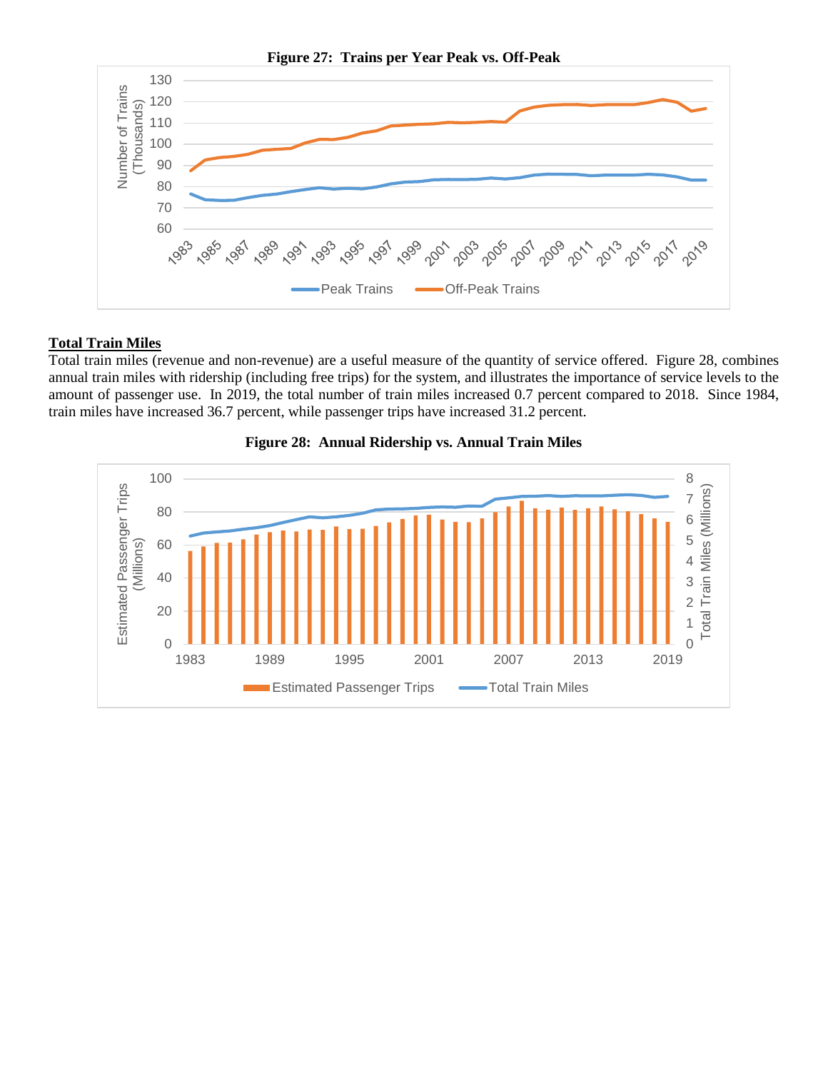**Figure 27: Trains per Year Peak vs. Off-Peak**

## Total Train Miles

Total train miles (revenue and non-revenue) are a useful measure of the quantity of service offered. Figure 28, combines annual train miles with ridership (including free trips) for the system, and illustrates the importance of service levels to the amount of passenger use. In 2019, the total number of train miles increased 0.7 percent compared to 2018. Since 1984, train miles have increased 36.7 percent, while passenger trips have increased 31.2 percent.

**Figure 28: Annual Ridership vs. Annual Train Miles**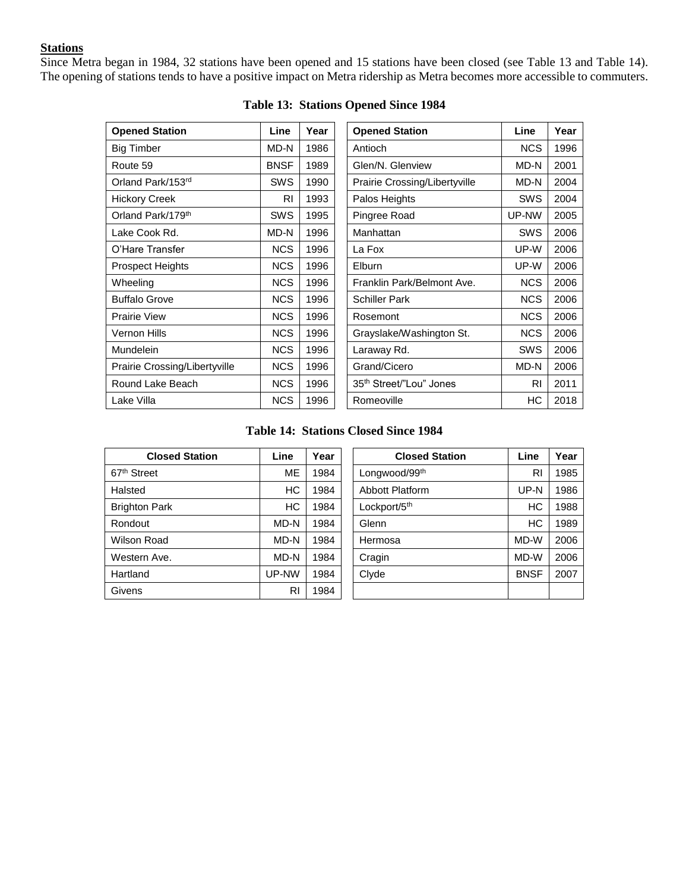**Stations**

Since Metra began in 1984, 32 stations have been opened and 15 stations have been closed (see Table 13 and Table 14). The opening of stations tends to have a positive impact on Metra ridership as Metra becomes more accessible to commuters.

**Table 13: Stations Opened Since 1984**

| Opened Station | Line | Year | Opened Station | Line | Year |
|---|---|---|---|---|---|
| Big Timber | MD-N | 1986 | Antioch | NCS | 1996 |
| Route 59 | BNSF | 1989 | Glen/N. Glenview | MD-N | 2001 |
| Orland Park/153rd | SWS | 1990 | Prairie Crossing/Libertyville | MD-N | 2004 |
| Hickory Creek | RI | 1993 | Palos Heights | SWS | 2004 |
| Orland Park/179th | SWS | 1995 | Pingree Road | UP-NW | 2005 |
| Lake Cook Rd. | MD-N | 1996 | Manhattan | SWS | 2006 |
| O'Hare Transfer | NCS | 1996 | La Fox | UP-W | 2006 |
| Prospect Heights | NCS | 1996 | Elburn | UP-W | 2006 |
| Wheeling | NCS | 1996 | Franklin Park/Belmont Ave. | NCS | 2006 |
| Buffalo Grove | NCS | 1996 | Schiller Park | NCS | 2006 |
| Prairie View | NCS | 1996 | Rosemont | NCS | 2006 |
| Vernon Hills | NCS | 1996 | Grayslake/Washington St. | NCS | 2006 |
| Mundelein | NCS | 1996 | Laraway Rd. | SWS | 2006 |
| Prairie Crossing/Libertyville | NCS | 1996 | Grand/Cicero | MD-N | 2006 |
| Round Lake Beach | NCS | 1996 | 35th Street/"Lou" Jones | RI | 2011 |
| Lake Villa | NCS | 1996 | Romeoville | HC | 2018 |

**Table 14: Stations Closed Since 1984**

| Closed Station | Line | Year | Closed Station | Line | Year |
|---|---|---|---|---|---|
| 67th Street | ME | 1984 | Longwood/99th | RI | 1985 |
| Halsted | HC | 1984 | Abbott Platform | UP-N | 1986 |
| Brighton Park | HC | 1984 | Lockport/5th | HC | 1988 |
| Rondout | MD-N | 1984 | Glenn | HC | 1989 |
| Wilson Road | MD-N | 1984 | Hermosa | MD-W | 2006 |
| Western Ave. | MD-N | 1984 | Cragin | MD-W | 2006 |
| Hartland | UP-NW | 1984 | Clyde | BNSF | 2007 |
| Givens | RI | 1984 | | | |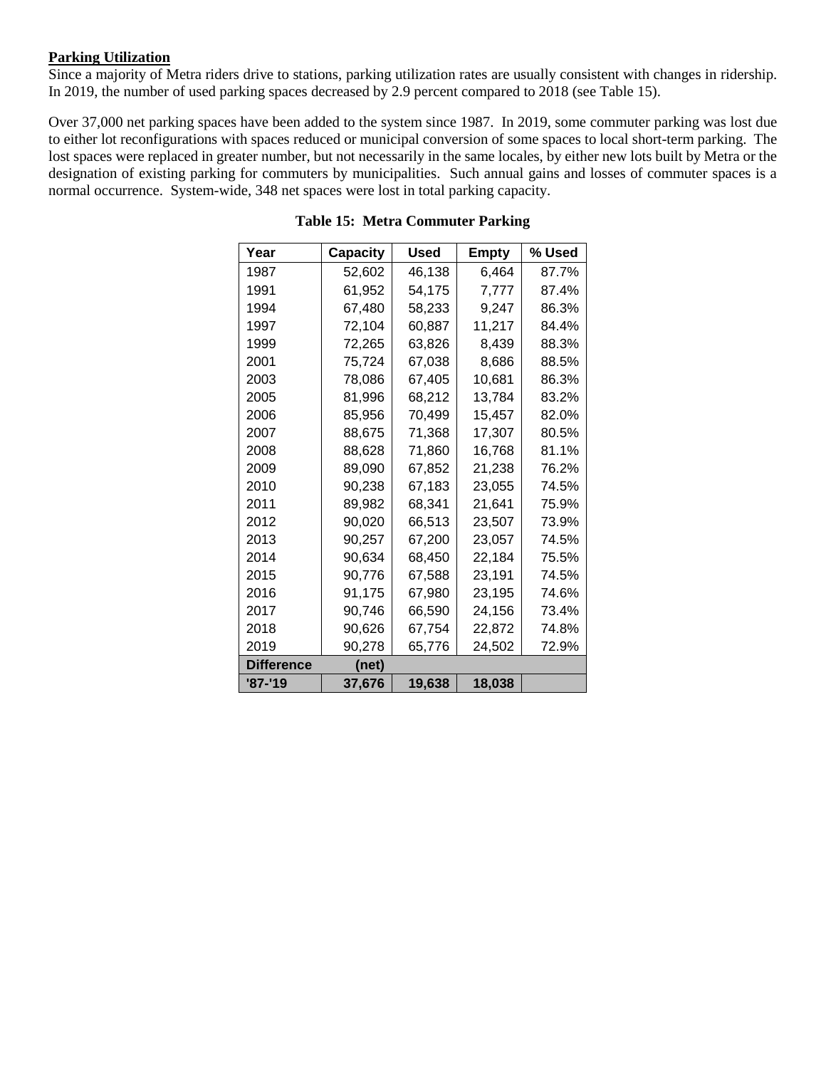**Parking Utilization**

Since a majority of Metra riders drive to stations, parking utilization rates are usually consistent with changes in ridership. In 2019, the number of used parking spaces decreased by 2.9 percent compared to 2018 (see Table 15).

Over 37,000 net parking spaces have been added to the system since 1987. In 2019, some commuter parking was lost due to either lot reconfigurations with spaces reduced or municipal conversion of some spaces to local short-term parking. The lost spaces were replaced in greater number, but not necessarily in the same locales, by either new lots built by Metra or the designation of existing parking for commuters by municipalities. Such annual gains and losses of commuter spaces is a normal occurrence. System-wide, 348 net spaces were lost in total parking capacity.

**Table 15: Metra Commuter Parking**

| Year | Capacity | Used | Empty | % Used |
|---|---|---|---|---|
| 1987 | 52,602 | 46,138 | 6,464 | 87.7% |
| 1991 | 61,952 | 54,175 | 7,777 | 87.4% |
| 1994 | 67,480 | 58,233 | 9,247 | 86.3% |
| 1997 | 72,104 | 60,887 | 11,217 | 84.4% |
| 1999 | 72,265 | 63,826 | 8,439 | 88.3% |
| 2001 | 75,724 | 67,038 | 8,686 | 88.5% |
| 2003 | 78,086 | 67,405 | 10,681 | 86.3% |
| 2005 | 81,996 | 68,212 | 13,784 | 83.2% |
| 2006 | 85,956 | 70,499 | 15,457 | 82.0% |
| 2007 | 88,675 | 71,368 | 17,307 | 80.5% |
| 2008 | 88,628 | 71,860 | 16,768 | 81.1% |
| 2009 | 89,090 | 67,852 | 21,238 | 76.2% |
| 2010 | 90,238 | 67,183 | 23,055 | 74.5% |
| 2011 | 89,982 | 68,341 | 21,641 | 75.9% |
| 2012 | 90,020 | 66,513 | 23,507 | 73.9% |
| 2013 | 90,257 | 67,200 | 23,057 | 74.5% |
| 2014 | 90,634 | 68,450 | 22,184 | 75.5% |
| 2015 | 90,776 | 67,588 | 23,191 | 74.5% |
| 2016 | 91,175 | 67,980 | 23,195 | 74.6% |
| 2017 | 90,746 | 66,590 | 24,156 | 73.4% |
| 2018 | 90,626 | 67,754 | 22,872 | 74.8% |
| 2019 | 90,278 | 65,776 | 24,502 | 72.9% |
| **Difference** | **(net)** | | | |
| **'87-'19** | **37,676** | **19,638** | **18,038** | |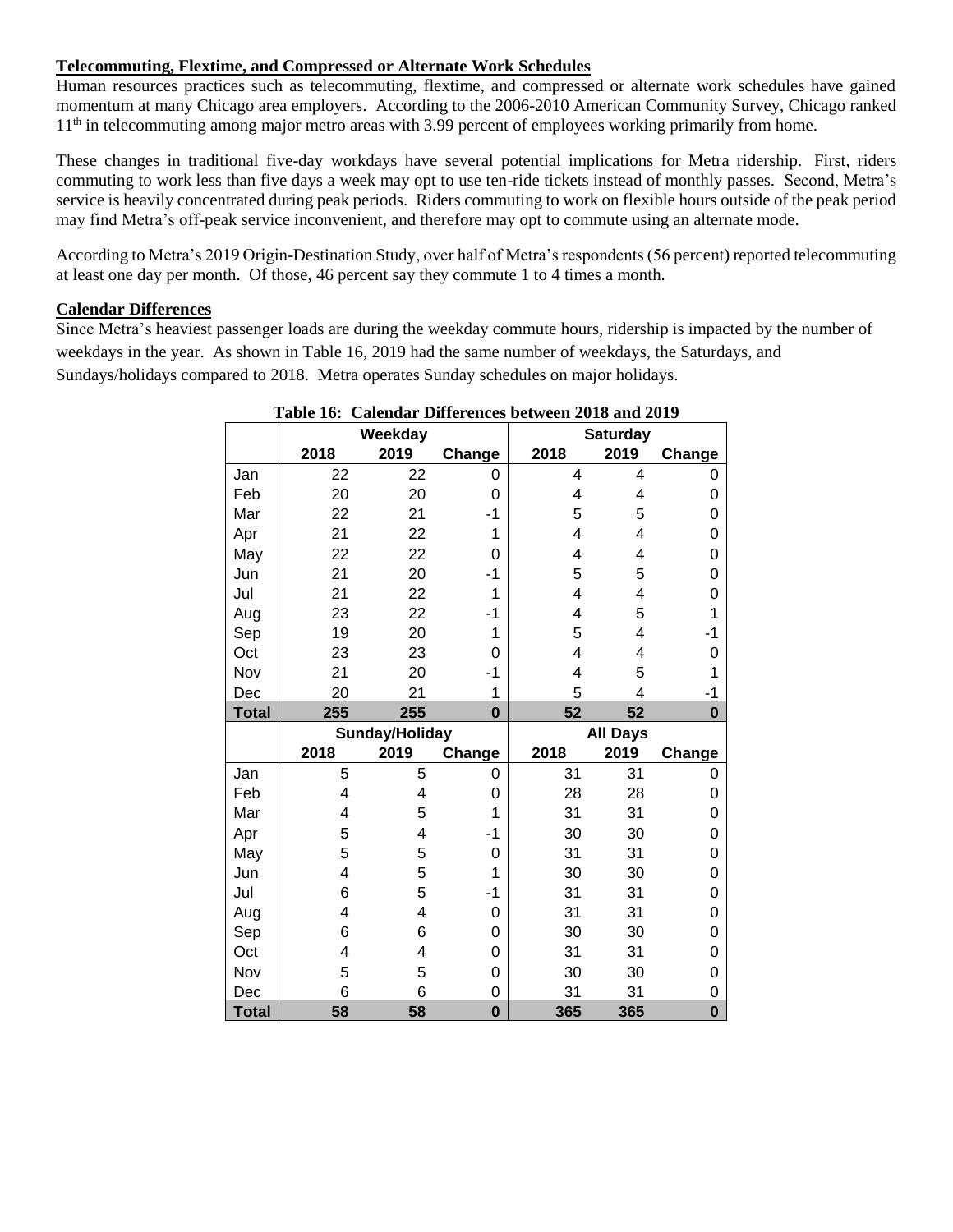**Telecommuting, Flextime, and Compressed or Alternate Work Schedules**

Human resources practices such as telecommuting, flextime, and compressed or alternate work schedules have gained momentum at many Chicago area employers. According to the 2006-2010 American Community Survey, Chicago ranked 11th in telecommuting among major metro areas with 3.99 percent of employees working primarily from home.

These changes in traditional five-day workdays have several potential implications for Metra ridership. First, riders commuting to work less than five days a week may opt to use ten-ride tickets instead of monthly passes. Second, Metra's service is heavily concentrated during peak periods. Riders commuting to work on flexible hours outside of the peak period may find Metra's off-peak service inconvenient, and therefore may opt to commute using an alternate mode.

According to Metra's 2019 Origin-Destination Study, over half of Metra's respondents (56 percent) reported telecommuting at least one day per month. Of those, 46 percent say they commute 1 to 4 times a month.

**Calendar Differences**

Since Metra's heaviest passenger loads are during the weekday commute hours, ridership is impacted by the number of weekdays in the year. As shown in Table 16, 2019 had the same number of weekdays, the Saturdays, and Sundays/holidays compared to 2018. Metra operates Sunday schedules on major holidays.

**Table 16: Calendar Differences between 2018 and 2019**

| | Weekday | | | Saturday | | |
|---|---|---|---|---|---|---|
| | 2018 | 2019 | Change | 2018 | 2019 | Change |
| Jan | 22 | 22 | 0 | 4 | 4 | 0 |
| Feb | 20 | 20 | 0 | 4 | 4 | 0 |
| Mar | 22 | 21 | -1 | 5 | 5 | 0 |
| Apr | 21 | 22 | 1 | 4 | 4 | 0 |
| May | 22 | 22 | 0 | 4 | 4 | 0 |
| Jun | 21 | 20 | -1 | 5 | 5 | 0 |
| Jul | 21 | 22 | 1 | 4 | 4 | 0 |
| Aug | 23 | 22 | -1 | 4 | 5 | 1 |
| Sep | 19 | 20 | 1 | 5 | 4 | -1 |
| Oct | 23 | 23 | 0 | 4 | 4 | 0 |
| Nov | 21 | 20 | -1 | 4 | 5 | 1 |
| Dec | 20 | 21 | 1 | 5 | 4 | -1 |
| **Total** | **255** | **255** | **0** | **52** | **52** | **0** |
| | **Sunday/Holiday** | | | **All Days** | | |
| | **2018** | **2019** | **Change** | **2018** | **2019** | **Change** |
| Jan | 5 | 5 | 0 | 31 | 31 | 0 |
| Feb | 4 | 4 | 0 | 28 | 28 | 0 |
| Mar | 4 | 5 | 1 | 31 | 31 | 0 |
| Apr | 5 | 4 | -1 | 30 | 30 | 0 |
| May | 5 | 5 | 0 | 31 | 31 | 0 |
| Jun | 4 | 5 | 1 | 30 | 30 | 0 |
| Jul | 6 | 5 | -1 | 31 | 31 | 0 |
| Aug | 4 | 4 | 0 | 31 | 31 | 0 |
| Sep | 6 | 6 | 0 | 30 | 30 | 0 |
| Oct | 4 | 4 | 0 | 31 | 31 | 0 |
| Nov | 5 | 5 | 0 | 30 | 30 | 0 |
| Dec | 6 | 6 | 0 | 31 | 31 | 0 |
| **Total** | **58** | **58** | **0** | **365** | **365** | **0** |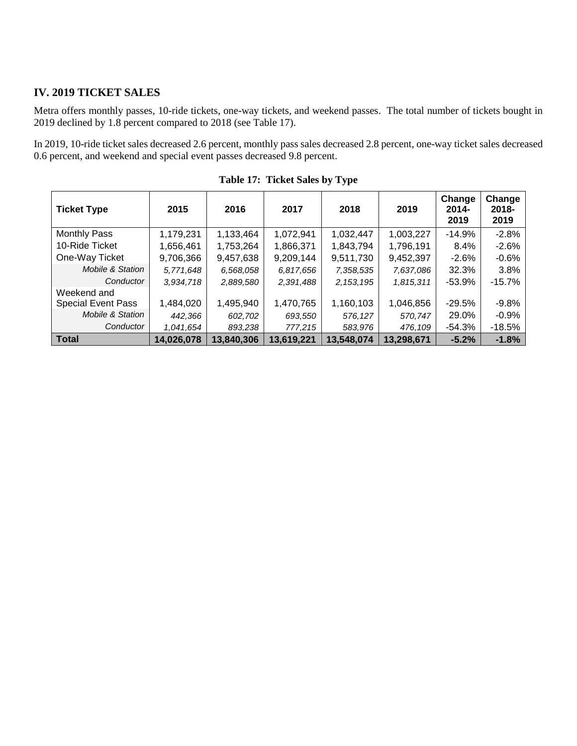## IV. 2019 TICKET SALES

Metra offers monthly passes, 10-ride tickets, one-way tickets, and weekend passes. The total number of tickets bought in 2019 declined by 1.8 percent compared to 2018 (see Table 17).

In 2019, 10-ride ticket sales decreased 2.6 percent, monthly pass sales decreased 2.8 percent, one-way ticket sales decreased 0.6 percent, and weekend and special event passes decreased 9.8 percent.

**Table 17: Ticket Sales by Type**

| Ticket Type | 2015 | 2016 | 2017 | 2018 | 2019 | Change 2014-2019 | Change 2018-2019 |
|---|---|---|---|---|---|---|---|
| Monthly Pass | 1,179,231 | 1,133,464 | 1,072,941 | 1,032,447 | 1,003,227 | -14.9% | -2.8% |
| 10-Ride Ticket | 1,656,461 | 1,753,264 | 1,866,371 | 1,843,794 | 1,796,191 | 8.4% | -2.6% |
| One-Way Ticket | 9,706,366 | 9,457,638 | 9,209,144 | 9,511,730 | 9,452,397 | -2.6% | -0.6% |
| *Mobile & Station* | *5,771,648* | *6,568,058* | *6,817,656* | *7,358,535* | *7,637,086* | 32.3% | 3.8% |
| *Conductor* | *3,934,718* | *2,889,580* | *2,391,488* | *2,153,195* | *1,815,311* | -53.9% | -15.7% |
| Weekend and Special Event Pass | 1,484,020 | 1,495,940 | 1,470,765 | 1,160,103 | 1,046,856 | -29.5% | -9.8% |
| *Mobile & Station* | *442,366* | *602,702* | *693,550* | *576,127* | *570,747* | 29.0% | -0.9% |
| *Conductor* | *1,041,654* | *893,238* | *777,215* | *583,976* | *476,109* | -54.3% | -18.5% |
| **Total** | **14,026,078** | **13,840,306** | **13,619,221** | **13,548,074** | **13,298,671** | **-5.2%** | **-1.8%** |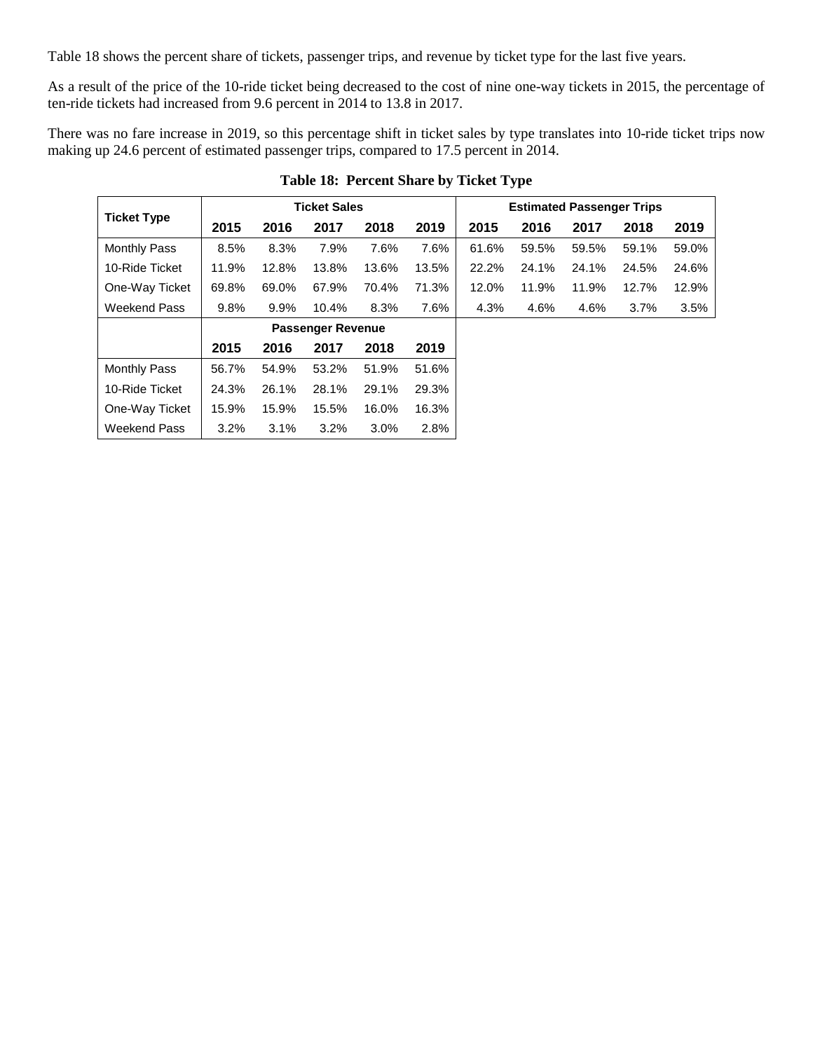Table 18 shows the percent share of tickets, passenger trips, and revenue by ticket type for the last five years.

As a result of the price of the 10-ride ticket being decreased to the cost of nine one-way tickets in 2015, the percentage of ten-ride tickets had increased from 9.6 percent in 2014 to 13.8 in 2017.

There was no fare increase in 2019, so this percentage shift in ticket sales by type translates into 10-ride ticket trips now making up 24.6 percent of estimated passenger trips, compared to 17.5 percent in 2014.

**Table 18: Percent Share by Ticket Type**

| Ticket Type | Ticket Sales | | | | | Estimated Passenger Trips | | | | |
|---|---|---|---|---|---|---|---|---|---|---|
| | 2015 | 2016 | 2017 | 2018 | 2019 | 2015 | 2016 | 2017 | 2018 | 2019 |
| Monthly Pass | 8.5% | 8.3% | 7.9% | 7.6% | 7.6% | 61.6% | 59.5% | 59.5% | 59.1% | 59.0% |
| 10-Ride Ticket | 11.9% | 12.8% | 13.8% | 13.6% | 13.5% | 22.2% | 24.1% | 24.1% | 24.5% | 24.6% |
| One-Way Ticket | 69.8% | 69.0% | 67.9% | 70.4% | 71.3% | 12.0% | 11.9% | 11.9% | 12.7% | 12.9% |
| Weekend Pass | 9.8% | 9.9% | 10.4% | 8.3% | 7.6% | 4.3% | 4.6% | 4.6% | 3.7% | 3.5% |

| | Passenger Revenue | | | | |
|---|---|---|---|---|---|
| | 2015 | 2016 | 2017 | 2018 | 2019 |
| Monthly Pass | 56.7% | 54.9% | 53.2% | 51.9% | 51.6% |
| 10-Ride Ticket | 24.3% | 26.1% | 28.1% | 29.1% | 29.3% |
| One-Way Ticket | 15.9% | 15.9% | 15.5% | 16.0% | 16.3% |
| Weekend Pass | 3.2% | 3.1% | 3.2% | 3.0% | 2.8% |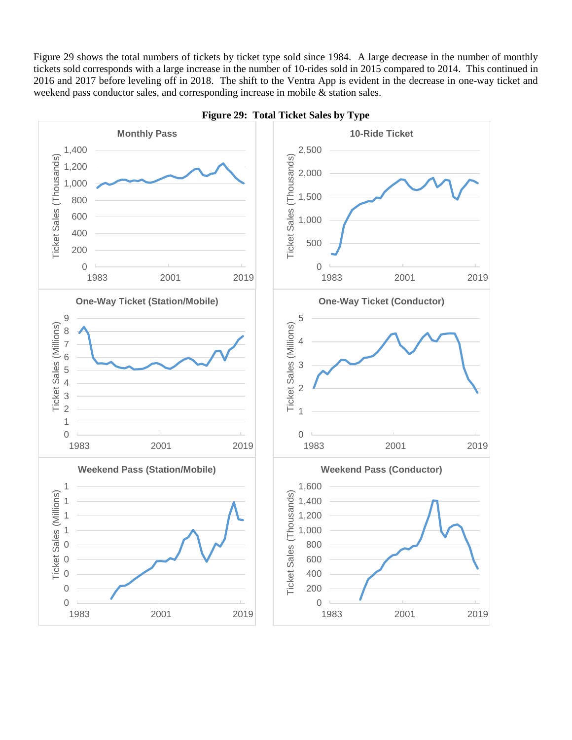Figure 29 shows the total numbers of tickets by ticket type sold since 1984. A large decrease in the number of monthly tickets sold corresponds with a large increase in the number of 10-rides sold in 2015 compared to 2014. This continued in 2016 and 2017 before leveling off in 2018. The shift to the Ventra App is evident in the decrease in one-way ticket and weekend pass conductor sales, and corresponding increase in mobile & station sales.

**Figure 29: Total Ticket Sales by Type**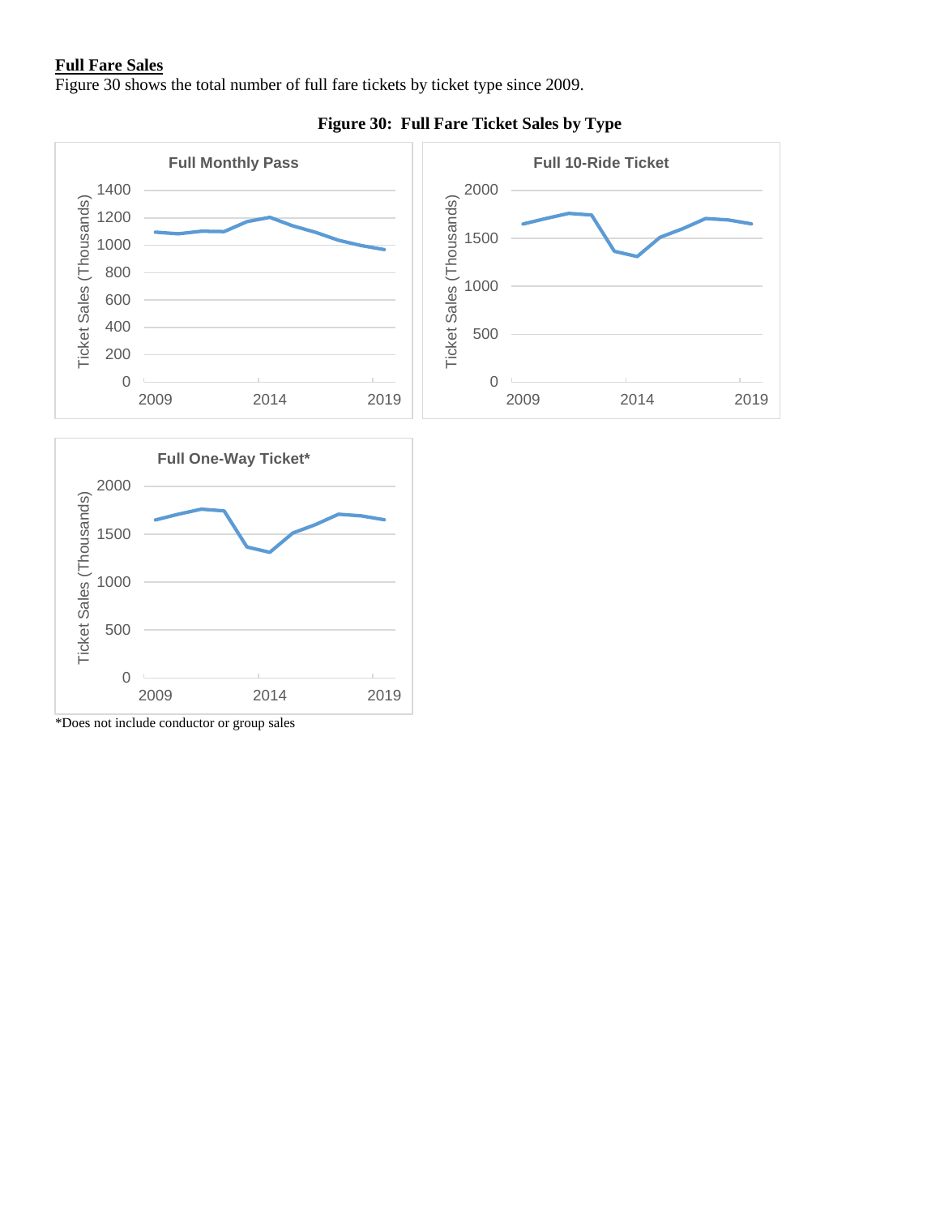**Full Fare Sales**

Figure 30 shows the total number of full fare tickets by ticket type since 2009.

**Figure 30: Full Fare Ticket Sales by Type**

*Does not include conductor or group sales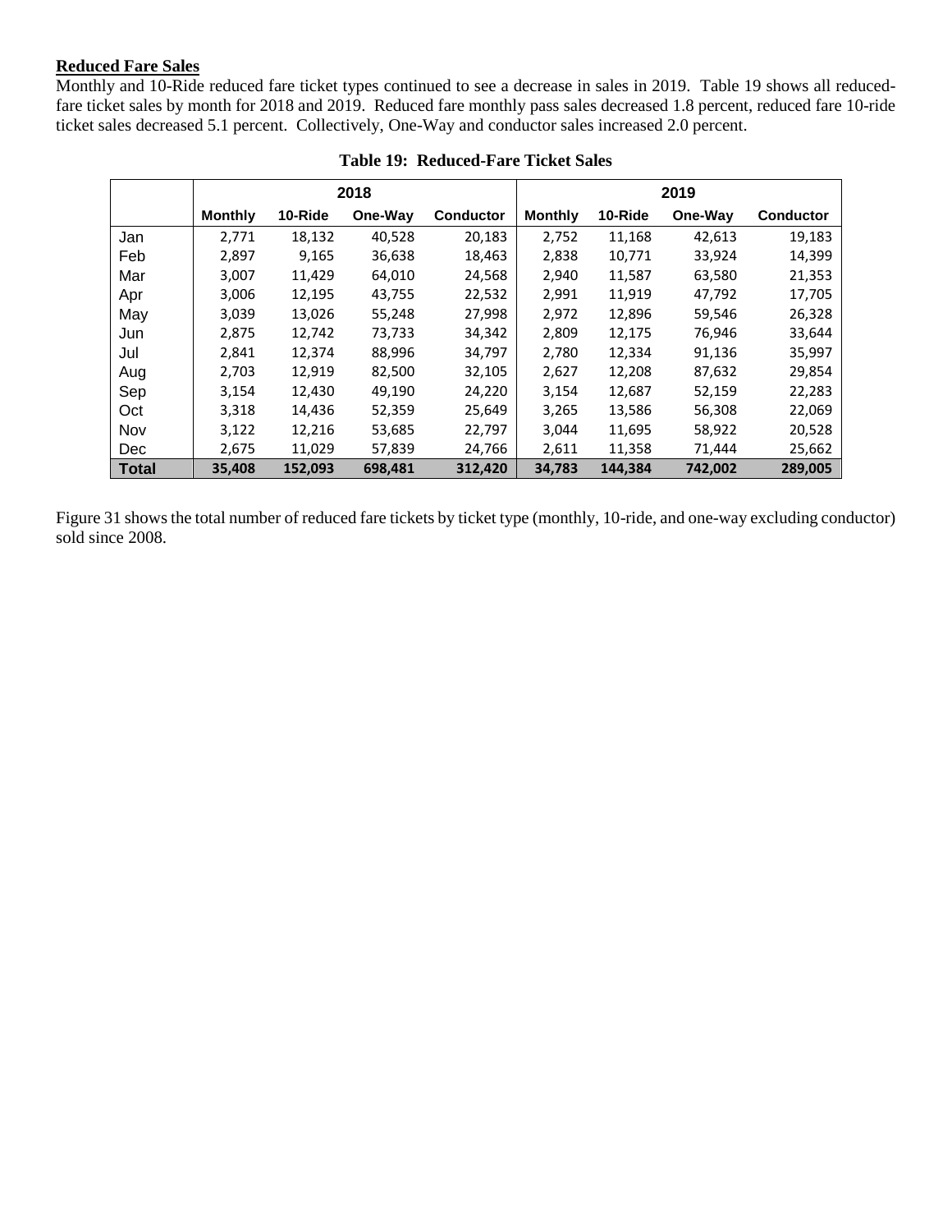### Reduced Fare Sales

Monthly and 10-Ride reduced fare ticket types continued to see a decrease in sales in 2019. Table 19 shows all reduced-fare ticket sales by month for 2018 and 2019. Reduced fare monthly pass sales decreased 1.8 percent, reduced fare 10-ride ticket sales decreased 5.1 percent. Collectively, One-Way and conductor sales increased 2.0 percent.

**Table 19: Reduced-Fare Ticket Sales**

| | 2018 | | | | 2019 | | | |
|---|---|---|---|---|---|---|---|---|
| | **Monthly** | **10-Ride** | **One-Way** | **Conductor** | **Monthly** | **10-Ride** | **One-Way** | **Conductor** |
| Jan | 2,771 | 18,132 | 40,528 | 20,183 | 2,752 | 11,168 | 42,613 | 19,183 |
| Feb | 2,897 | 9,165 | 36,638 | 18,463 | 2,838 | 10,771 | 33,924 | 14,399 |
| Mar | 3,007 | 11,429 | 64,010 | 24,568 | 2,940 | 11,587 | 63,580 | 21,353 |
| Apr | 3,006 | 12,195 | 43,755 | 22,532 | 2,991 | 11,919 | 47,792 | 17,705 |
| May | 3,039 | 13,026 | 55,248 | 27,998 | 2,972 | 12,896 | 59,546 | 26,328 |
| Jun | 2,875 | 12,742 | 73,733 | 34,342 | 2,809 | 12,175 | 76,946 | 33,644 |
| Jul | 2,841 | 12,374 | 88,996 | 34,797 | 2,780 | 12,334 | 91,136 | 35,997 |
| Aug | 2,703 | 12,919 | 82,500 | 32,105 | 2,627 | 12,208 | 87,632 | 29,854 |
| Sep | 3,154 | 12,430 | 49,190 | 24,220 | 3,154 | 12,687 | 52,159 | 22,283 |
| Oct | 3,318 | 14,436 | 52,359 | 25,649 | 3,265 | 13,586 | 56,308 | 22,069 |
| Nov | 3,122 | 12,216 | 53,685 | 22,797 | 3,044 | 11,695 | 58,922 | 20,528 |
| Dec | 2,675 | 11,029 | 57,839 | 24,766 | 2,611 | 11,358 | 71,444 | 25,662 |
| **Total** | **35,408** | **152,093** | **698,481** | **312,420** | **34,783** | **144,384** | **742,002** | **289,005** |

Figure 31 shows the total number of reduced fare tickets by ticket type (monthly, 10-ride, and one-way excluding conductor) sold since 2008.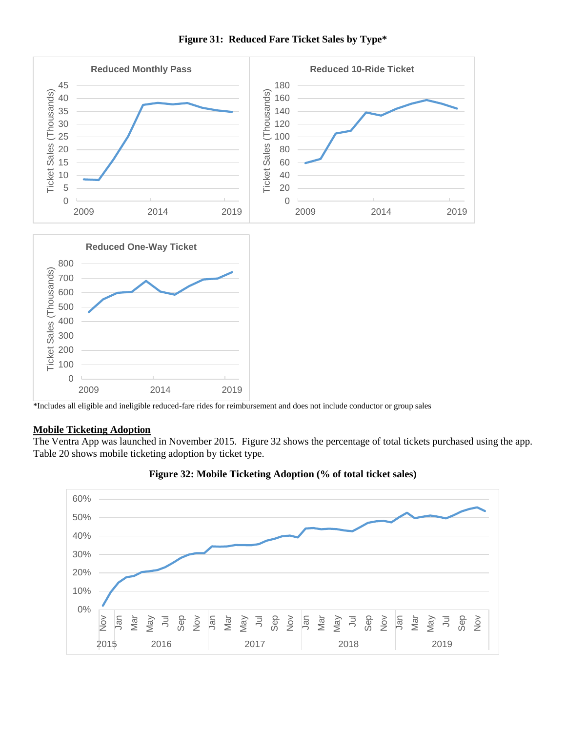**Figure 31: Reduced Fare Ticket Sales by Type***

*Includes all eligible and ineligible reduced-fare rides for reimbursement and does not include conductor or group sales

## Mobile Ticketing Adoption

The Ventra App was launched in November 2015. Figure 32 shows the percentage of total tickets purchased using the app. Table 20 shows mobile ticketing adoption by ticket type.

**Figure 32: Mobile Ticketing Adoption (% of total ticket sales)**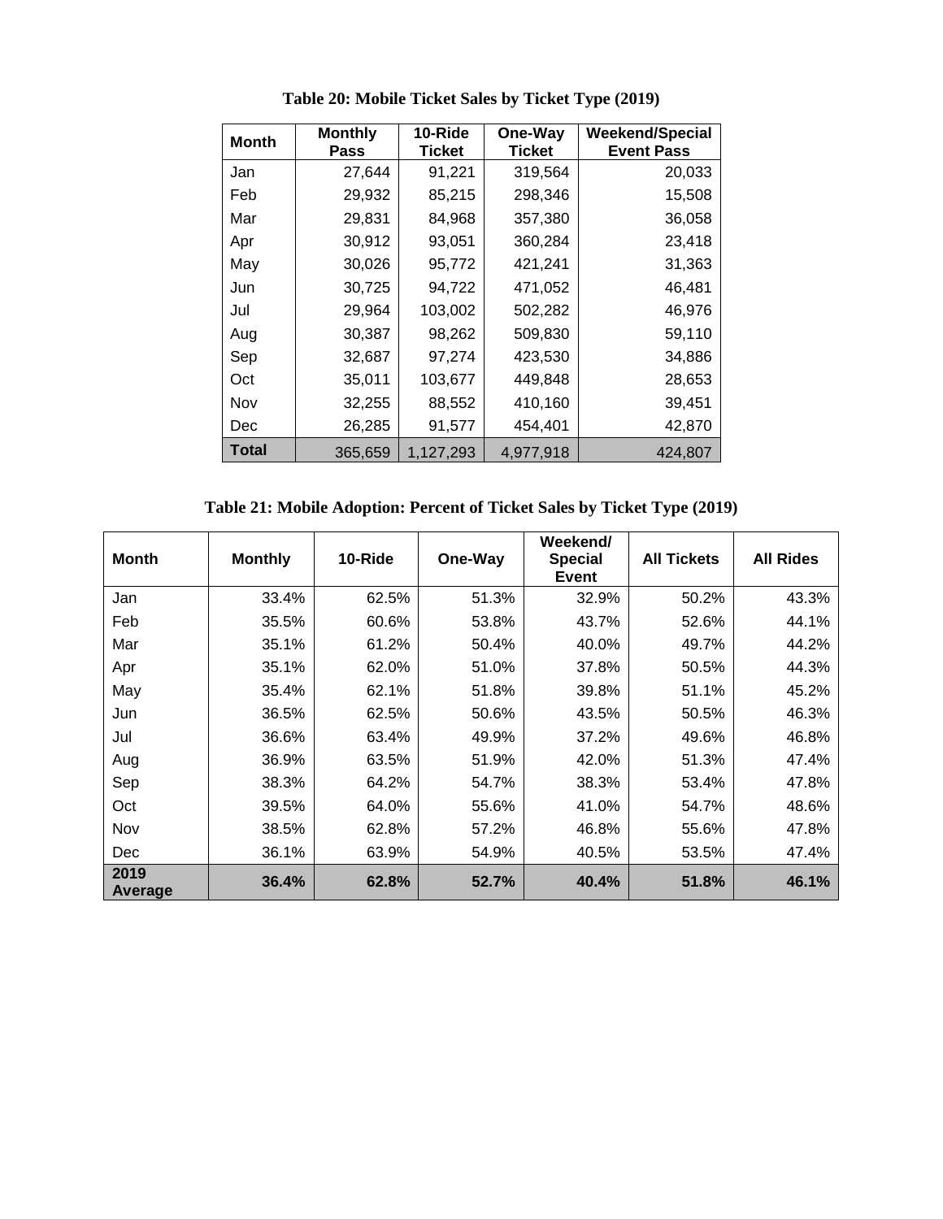**Table 20: Mobile Ticket Sales by Ticket Type (2019)**

| Month | Monthly Pass | 10-Ride Ticket | One-Way Ticket | Weekend/Special Event Pass |
|---|---|---|---|---|
| Jan | 27,644 | 91,221 | 319,564 | 20,033 |
| Feb | 29,932 | 85,215 | 298,346 | 15,508 |
| Mar | 29,831 | 84,968 | 357,380 | 36,058 |
| Apr | 30,912 | 93,051 | 360,284 | 23,418 |
| May | 30,026 | 95,772 | 421,241 | 31,363 |
| Jun | 30,725 | 94,722 | 471,052 | 46,481 |
| Jul | 29,964 | 103,002 | 502,282 | 46,976 |
| Aug | 30,387 | 98,262 | 509,830 | 59,110 |
| Sep | 32,687 | 97,274 | 423,530 | 34,886 |
| Oct | 35,011 | 103,677 | 449,848 | 28,653 |
| Nov | 32,255 | 88,552 | 410,160 | 39,451 |
| Dec | 26,285 | 91,577 | 454,401 | 42,870 |
| **Total** | 365,659 | 1,127,293 | 4,977,918 | 424,807 |

**Table 21: Mobile Adoption: Percent of Ticket Sales by Ticket Type (2019)**

| Month | Monthly | 10-Ride | One-Way | Weekend/ Special Event | All Tickets | All Rides |
|---|---|---|---|---|---|---|
| Jan | 33.4% | 62.5% | 51.3% | 32.9% | 50.2% | 43.3% |
| Feb | 35.5% | 60.6% | 53.8% | 43.7% | 52.6% | 44.1% |
| Mar | 35.1% | 61.2% | 50.4% | 40.0% | 49.7% | 44.2% |
| Apr | 35.1% | 62.0% | 51.0% | 37.8% | 50.5% | 44.3% |
| May | 35.4% | 62.1% | 51.8% | 39.8% | 51.1% | 45.2% |
| Jun | 36.5% | 62.5% | 50.6% | 43.5% | 50.5% | 46.3% |
| Jul | 36.6% | 63.4% | 49.9% | 37.2% | 49.6% | 46.8% |
| Aug | 36.9% | 63.5% | 51.9% | 42.0% | 51.3% | 47.4% |
| Sep | 38.3% | 64.2% | 54.7% | 38.3% | 53.4% | 47.8% |
| Oct | 39.5% | 64.0% | 55.6% | 41.0% | 54.7% | 48.6% |
| Nov | 38.5% | 62.8% | 57.2% | 46.8% | 55.6% | 47.8% |
| Dec | 36.1% | 63.9% | 54.9% | 40.5% | 53.5% | 47.4% |
| **2019 Average** | **36.4%** | **62.8%** | **52.7%** | **40.4%** | **51.8%** | **46.1%** |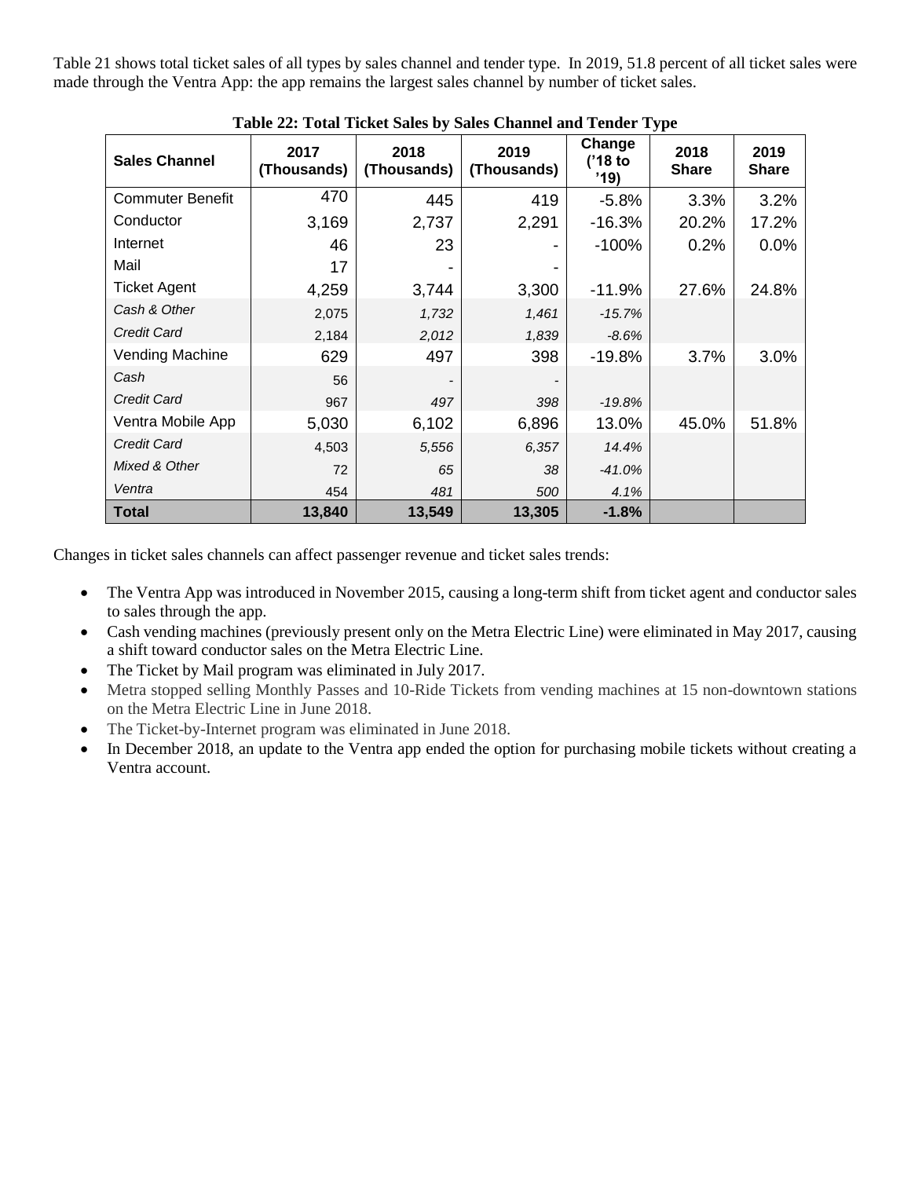Table 21 shows total ticket sales of all types by sales channel and tender type. In 2019, 51.8 percent of all ticket sales were made through the Ventra App: the app remains the largest sales channel by number of ticket sales.

**Table 22: Total Ticket Sales by Sales Channel and Tender Type**

| Sales Channel | 2017 (Thousands) | 2018 (Thousands) | 2019 (Thousands) | Change ('18 to '19) | 2018 Share | 2019 Share |
|---|---|---|---|---|---|---|
| Commuter Benefit | 470 | 445 | 419 | -5.8% | 3.3% | 3.2% |
| Conductor | 3,169 | 2,737 | 2,291 | -16.3% | 20.2% | 17.2% |
| Internet | 46 | 23 | - | -100% | 0.2% | 0.0% |
| Mail | 17 | - | - | | | |
| Ticket Agent | 4,259 | 3,744 | 3,300 | -11.9% | 27.6% | 24.8% |
| *Cash & Other* | 2,075 | *1,732* | *1,461* | *-15.7%* | | |
| *Credit Card* | 2,184 | *2,012* | *1,839* | *-8.6%* | | |
| Vending Machine | 629 | 497 | 398 | -19.8% | 3.7% | 3.0% |
| *Cash* | 56 | - | - | | | |
| *Credit Card* | 967 | *497* | *398* | *-19.8%* | | |
| Ventra Mobile App | 5,030 | 6,102 | 6,896 | 13.0% | 45.0% | 51.8% |
| *Credit Card* | 4,503 | *5,556* | *6,357* | *14.4%* | | |
| *Mixed & Other* | 72 | *65* | *38* | *-41.0%* | | |
| *Ventra* | 454 | *481* | *500* | *4.1%* | | |
| **Total** | **13,840** | **13,549** | **13,305** | **-1.8%** | | |

Changes in ticket sales channels can affect passenger revenue and ticket sales trends:

- The Ventra App was introduced in November 2015, causing a long-term shift from ticket agent and conductor sales to sales through the app.
- Cash vending machines (previously present only on the Metra Electric Line) were eliminated in May 2017, causing a shift toward conductor sales on the Metra Electric Line.
- The Ticket by Mail program was eliminated in July 2017.
- Metra stopped selling Monthly Passes and 10-Ride Tickets from vending machines at 15 non-downtown stations on the Metra Electric Line in June 2018.
- The Ticket-by-Internet program was eliminated in June 2018.
- In December 2018, an update to the Ventra app ended the option for purchasing mobile tickets without creating a Ventra account.